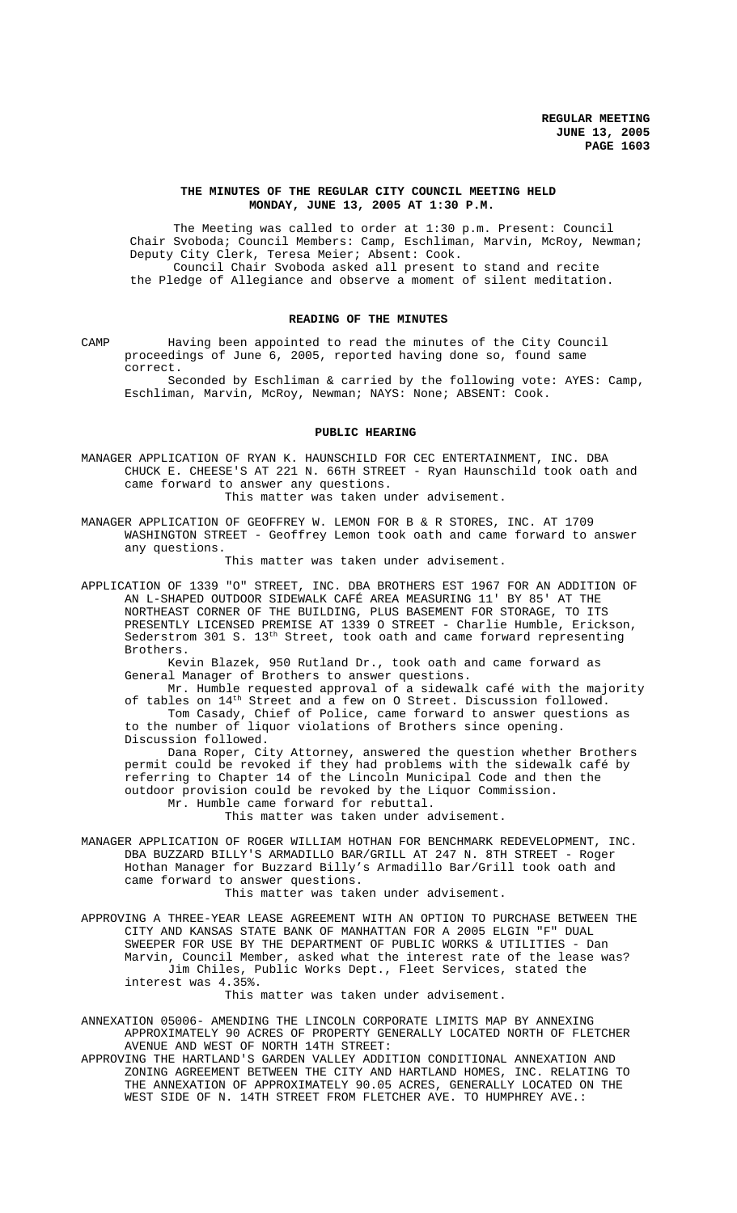**THE MINUTES OF THE REGULAR CITY COUNCIL MEETING HELD MONDAY, JUNE 13, 2005 AT 1:30 P.M.**

The Meeting was called to order at 1:30 p.m. Present: Council Chair Svoboda; Council Members: Camp, Eschliman, Marvin, McRoy, Newman; Deputy City Clerk, Teresa Meier; Absent: Cook.

Council Chair Svoboda asked all present to stand and recite the Pledge of Allegiance and observe a moment of silent meditation.

**READING OF THE MINUTES**

CAMP Having been appointed to read the minutes of the City Council proceedings of June 6, 2005, reported having done so, found same correct.

Seconded by Eschliman & carried by the following vote: AYES: Camp, Eschliman, Marvin, McRoy, Newman; NAYS: None; ABSENT: Cook.

**PUBLIC HEARING**

MANAGER APPLICATION OF RYAN K. HAUNSCHILD FOR CEC ENTERTAINMENT, INC. DBA CHUCK E. CHEESE'S AT 221 N. 66TH STREET - Ryan Haunschild took oath and came forward to answer any questions.

This matter was taken under advisement.

MANAGER APPLICATION OF GEOFFREY W. LEMON FOR B & R STORES, INC. AT 1709 WASHINGTON STREET - Geoffrey Lemon took oath and came forward to answer any questions.

This matter was taken under advisement.

APPLICATION OF 1339 "O" STREET, INC. DBA BROTHERS EST 1967 FOR AN ADDITION OF AN L-SHAPED OUTDOOR SIDEWALK CAFÉ AREA MEASURING 11' BY 85' AT THE NORTHEAST CORNER OF THE BUILDING, PLUS BASEMENT FOR STORAGE, TO ITS PRESENTLY LICENSED PREMISE AT 1339 O STREET - Charlie Humble, Erickson, Sederstrom 301 S. 13th Street, took oath and came forward representing Brothers.

Kevin Blazek, 950 Rutland Dr., took oath and came forward as General Manager of Brothers to answer questions.

Mr. Humble requested approval of a sidewalk café with the majority of tables on 14th Street and a few on O Street. Discussion followed.

Tom Casady, Chief of Police, came forward to answer questions as to the number of liquor violations of Brothers since opening. Discussion followed.

Dana Roper, City Attorney, answered the question whether Brothers permit could be revoked if they had problems with the sidewalk café by referring to Chapter 14 of the Lincoln Municipal Code and then the outdoor provision could be revoked by the Liquor Commission.

Mr. Humble came forward for rebuttal.

This matter was taken under advisement.

MANAGER APPLICATION OF ROGER WILLIAM HOTHAN FOR BENCHMARK REDEVELOPMENT, INC. DBA BUZZARD BILLY'S ARMADILLO BAR/GRILL AT 247 N. 8TH STREET - Roger Hothan Manager for Buzzard Billy's Armadillo Bar/Grill took oath and came forward to answer questions.

This matter was taken under advisement.

APPROVING A THREE-YEAR LEASE AGREEMENT WITH AN OPTION TO PURCHASE BETWEEN THE CITY AND KANSAS STATE BANK OF MANHATTAN FOR A 2005 ELGIN "F" DUAL SWEEPER FOR USE BY THE DEPARTMENT OF PUBLIC WORKS & UTILITIES - Dan Marvin, Council Member, asked what the interest rate of the lease was?

Jim Chiles, Public Works Dept., Fleet Services, stated the interest was 4.35%.

This matter was taken under advisement.

ANNEXATION 05006- AMENDING THE LINCOLN CORPORATE LIMITS MAP BY ANNEXING APPROXIMATELY 90 ACRES OF PROPERTY GENERALLY LOCATED NORTH OF FLETCHER AVENUE AND WEST OF NORTH 14TH STREET:

APPROVING THE HARTLAND'S GARDEN VALLEY ADDITION CONDITIONAL ANNEXATION AND ZONING AGREEMENT BETWEEN THE CITY AND HARTLAND HOMES, INC. RELATING TO THE ANNEXATION OF APPROXIMATELY 90.05 ACRES, GENERALLY LOCATED ON THE WEST SIDE OF N. 14TH STREET FROM FLETCHER AVE. TO HUMPHREY AVE.: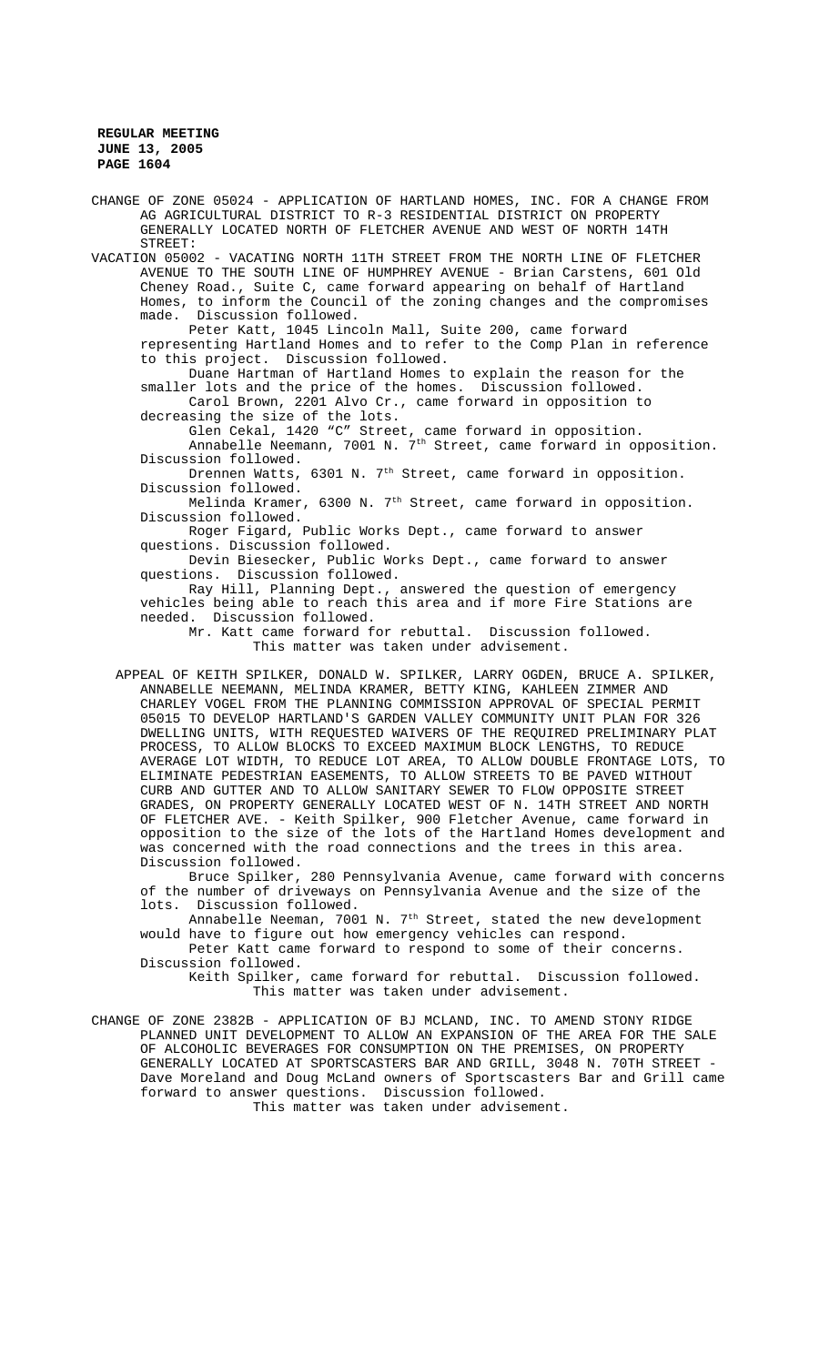CHANGE OF ZONE 05024 - APPLICATION OF HARTLAND HOMES, INC. FOR A CHANGE FROM AG AGRICULTURAL DISTRICT TO R-3 RESIDENTIAL DISTRICT ON PROPERTY GENERALLY LOCATED NORTH OF FLETCHER AVENUE AND WEST OF NORTH 14TH STREET:

VACATION 05002 - VACATING NORTH 11TH STREET FROM THE NORTH LINE OF FLETCHER AVENUE TO THE SOUTH LINE OF HUMPHREY AVENUE - Brian Carstens, 601 Old Cheney Road., Suite C, came forward appearing on behalf of Hartland Homes, to inform the Council of the zoning changes and the compromises made. Discussion followed.

Peter Katt, 1045 Lincoln Mall, Suite 200, came forward representing Hartland Homes and to refer to the Comp Plan in reference to this project. Discussion followed.

Duane Hartman of Hartland Homes to explain the reason for the smaller lots and the price of the homes. Discussion followed.

Carol Brown, 2201 Alvo Cr., came forward in opposition to decreasing the size of the lots.

Glen Cekal, 1420 "C" Street, came forward in opposition.

Annabelle Neemann, 7001 N. 7th Street, came forward in opposition. Discussion followed.

Drennen Watts, 6301 N. 7th Street, came forward in opposition. Discussion followed.

Melinda Kramer, 6300 N. 7th Street, came forward in opposition. Discussion followed.

Roger Figard, Public Works Dept., came forward to answer questions. Discussion followed.

Devin Biesecker, Public Works Dept., came forward to answer questions. Discussion followed.

Ray Hill, Planning Dept., answered the question of emergency vehicles being able to reach this area and if more Fire Stations are needed. Discussion followed.

Mr. Katt came forward for rebuttal. Discussion followed.

This matter was taken under advisement.

APPEAL OF KEITH SPILKER, DONALD W. SPILKER, LARRY OGDEN, BRUCE A. SPILKER, ANNABELLE NEEMANN, MELINDA KRAMER, BETTY KING, KAHLEEN ZIMMER AND CHARLEY VOGEL FROM THE PLANNING COMMISSION APPROVAL OF SPECIAL PERMIT 05015 TO DEVELOP HARTLAND'S GARDEN VALLEY COMMUNITY UNIT PLAN FOR 326 DWELLING UNITS, WITH REQUESTED WAIVERS OF THE REQUIRED PRELIMINARY PLAT PROCESS, TO ALLOW BLOCKS TO EXCEED MAXIMUM BLOCK LENGTHS, TO REDUCE AVERAGE LOT WIDTH, TO REDUCE LOT AREA, TO ALLOW DOUBLE FRONTAGE LOTS, TO ELIMINATE PEDESTRIAN EASEMENTS, TO ALLOW STREETS TO BE PAVED WITHOUT CURB AND GUTTER AND TO ALLOW SANITARY SEWER TO FLOW OPPOSITE STREET GRADES, ON PROPERTY GENERALLY LOCATED WEST OF N. 14TH STREET AND NORTH OF FLETCHER AVE. - Keith Spilker, 900 Fletcher Avenue, came forward in opposition to the size of the lots of the Hartland Homes development and was concerned with the road connections and the trees in this area. Discussion followed.

Bruce Spilker, 280 Pennsylvania Avenue, came forward with concerns of the number of driveways on Pennsylvania Avenue and the size of the lots. Discussion followed.

Annabelle Neeman, 7001 N. 7th Street, stated the new development would have to figure out how emergency vehicles can respond.

Peter Katt came forward to respond to some of their concerns. Discussion followed.

Keith Spilker, came forward for rebuttal. Discussion followed.

This matter was taken under advisement.

CHANGE OF ZONE 2382B - APPLICATION OF BJ MCLAND, INC. TO AMEND STONY RIDGE PLANNED UNIT DEVELOPMENT TO ALLOW AN EXPANSION OF THE AREA FOR THE SALE OF ALCOHOLIC BEVERAGES FOR CONSUMPTION ON THE PREMISES, ON PROPERTY GENERALLY LOCATED AT SPORTSCASTERS BAR AND GRILL, 3048 N. 70TH STREET - Dave Moreland and Doug McLand owners of Sportscasters Bar and Grill came forward to answer questions. Discussion followed.

This matter was taken under advisement.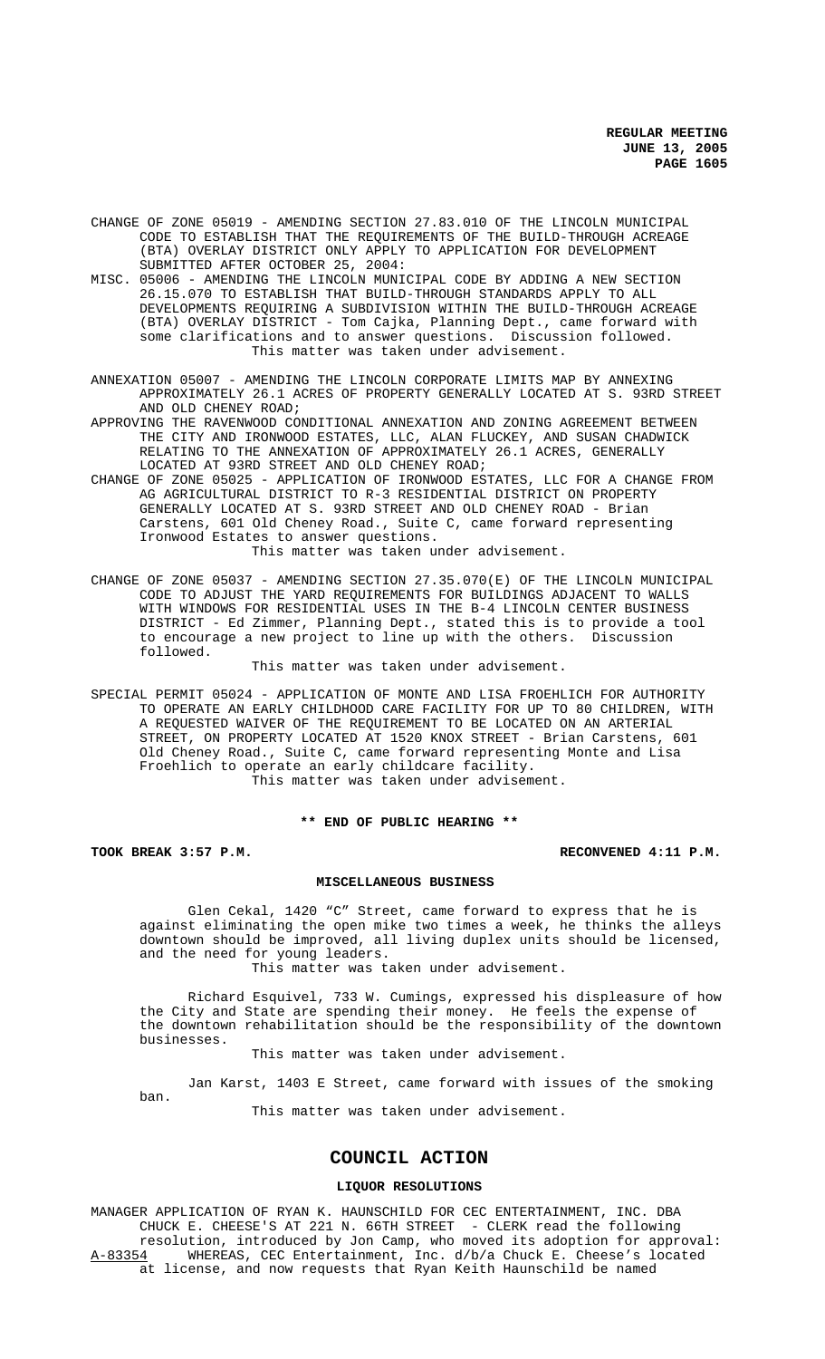CHANGE OF ZONE 05019 - AMENDING SECTION 27.83.010 OF THE LINCOLN MUNICIPAL CODE TO ESTABLISH THAT THE REQUIREMENTS OF THE BUILD-THROUGH ACREAGE (BTA) OVERLAY DISTRICT ONLY APPLY TO APPLICATION FOR DEVELOPMENT SUBMITTED AFTER OCTOBER 25, 2004:

MISC. 05006 - AMENDING THE LINCOLN MUNICIPAL CODE BY ADDING A NEW SECTION 26.15.070 TO ESTABLISH THAT BUILD-THROUGH STANDARDS APPLY TO ALL DEVELOPMENTS REQUIRING A SUBDIVISION WITHIN THE BUILD-THROUGH ACREAGE (BTA) OVERLAY DISTRICT - Tom Cajka, Planning Dept., came forward with some clarifications and to answer questions. Discussion followed.
This matter was taken under advisement.

ANNEXATION 05007 - AMENDING THE LINCOLN CORPORATE LIMITS MAP BY ANNEXING APPROXIMATELY 26.1 ACRES OF PROPERTY GENERALLY LOCATED AT S. 93RD STREET AND OLD CHENEY ROAD;

APPROVING THE RAVENWOOD CONDITIONAL ANNEXATION AND ZONING AGREEMENT BETWEEN THE CITY AND IRONWOOD ESTATES, LLC, ALAN FLUCKEY, AND SUSAN CHADWICK RELATING TO THE ANNEXATION OF APPROXIMATELY 26.1 ACRES, GENERALLY LOCATED AT 93RD STREET AND OLD CHENEY ROAD;

CHANGE OF ZONE 05025 - APPLICATION OF IRONWOOD ESTATES, LLC FOR A CHANGE FROM AG AGRICULTURAL DISTRICT TO R-3 RESIDENTIAL DISTRICT ON PROPERTY GENERALLY LOCATED AT S. 93RD STREET AND OLD CHENEY ROAD - Brian Carstens, 601 Old Cheney Road., Suite C, came forward representing Ironwood Estates to answer questions.
This matter was taken under advisement.

CHANGE OF ZONE 05037 - AMENDING SECTION 27.35.070(E) OF THE LINCOLN MUNICIPAL CODE TO ADJUST THE YARD REQUIREMENTS FOR BUILDINGS ADJACENT TO WALLS WITH WINDOWS FOR RESIDENTIAL USES IN THE B-4 LINCOLN CENTER BUSINESS DISTRICT - Ed Zimmer, Planning Dept., stated this is to provide a tool to encourage a new project to line up with the others. Discussion followed.
This matter was taken under advisement.

SPECIAL PERMIT 05024 - APPLICATION OF MONTE AND LISA FROEHLICH FOR AUTHORITY TO OPERATE AN EARLY CHILDHOOD CARE FACILITY FOR UP TO 80 CHILDREN, WITH A REQUESTED WAIVER OF THE REQUIREMENT TO BE LOCATED ON AN ARTERIAL STREET, ON PROPERTY LOCATED AT 1520 KNOX STREET - Brian Carstens, 601 Old Cheney Road., Suite C, came forward representing Monte and Lisa Froehlich to operate an early childcare facility.
This matter was taken under advisement.

**\*\* END OF PUBLIC HEARING \*\***

**TOOK BREAK 3:57 P.M.** **RECONVENED 4:11 P.M.**

**MISCELLANEOUS BUSINESS**

Glen Cekal, 1420 "C" Street, came forward to express that he is against eliminating the open mike two times a week, he thinks the alleys downtown should be improved, all living duplex units should be licensed, and the need for young leaders.
This matter was taken under advisement.

Richard Esquivel, 733 W. Cumings, expressed his displeasure of how the City and State are spending their money. He feels the expense of the downtown rehabilitation should be the responsibility of the downtown businesses.
This matter was taken under advisement.

Jan Karst, 1403 E Street, came forward with issues of the smoking ban.
This matter was taken under advisement.

# COUNCIL ACTION

**LIQUOR RESOLUTIONS**

MANAGER APPLICATION OF RYAN K. HAUNSCHILD FOR CEC ENTERTAINMENT, INC. DBA CHUCK E. CHEESE'S AT 221 N. 66TH STREET - CLERK read the following resolution, introduced by Jon Camp, who moved its adoption for approval:

A-83354 WHEREAS, CEC Entertainment, Inc. d/b/a Chuck E. Cheese's located at license, and now requests that Ryan Keith Haunschild be named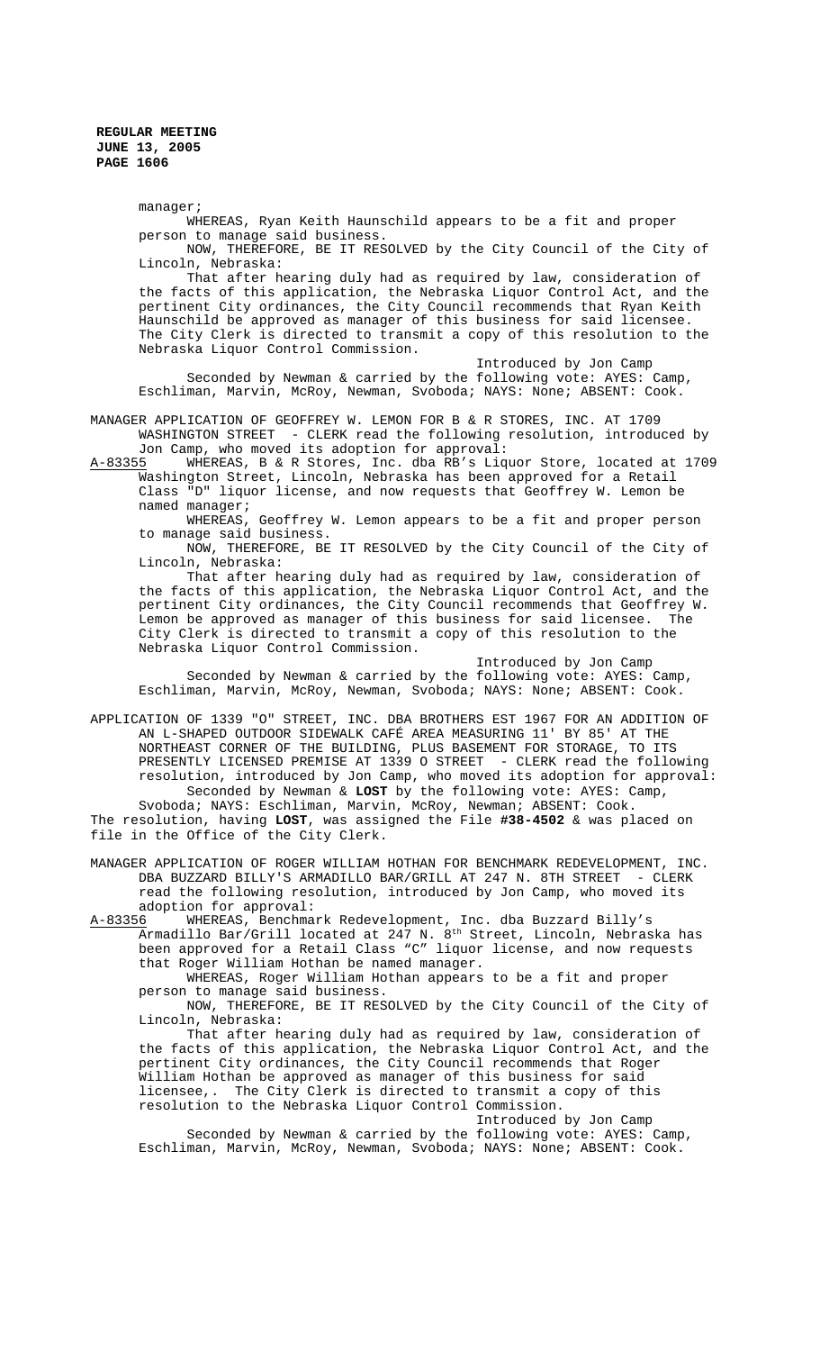manager;

WHEREAS, Ryan Keith Haunschild appears to be a fit and proper person to manage said business.

NOW, THEREFORE, BE IT RESOLVED by the City Council of the City of Lincoln, Nebraska:

That after hearing duly had as required by law, consideration of the facts of this application, the Nebraska Liquor Control Act, and the pertinent City ordinances, the City Council recommends that Ryan Keith Haunschild be approved as manager of this business for said licensee. The City Clerk is directed to transmit a copy of this resolution to the Nebraska Liquor Control Commission.

Introduced by Jon Camp

Seconded by Newman & carried by the following vote: AYES: Camp, Eschliman, Marvin, McRoy, Newman, Svoboda; NAYS: None; ABSENT: Cook.

MANAGER APPLICATION OF GEOFFREY W. LEMON FOR B & R STORES, INC. AT 1709 WASHINGTON STREET - CLERK read the following resolution, introduced by Jon Camp, who moved its adoption for approval:

A-83355 WHEREAS, B & R Stores, Inc. dba RB's Liquor Store, located at 1709 Washington Street, Lincoln, Nebraska has been approved for a Retail Class "D" liquor license, and now requests that Geoffrey W. Lemon be named manager;

WHEREAS, Geoffrey W. Lemon appears to be a fit and proper person to manage said business.

NOW, THEREFORE, BE IT RESOLVED by the City Council of the City of Lincoln, Nebraska:

That after hearing duly had as required by law, consideration of the facts of this application, the Nebraska Liquor Control Act, and the pertinent City ordinances, the City Council recommends that Geoffrey W. Lemon be approved as manager of this business for said licensee. The City Clerk is directed to transmit a copy of this resolution to the Nebraska Liquor Control Commission.

Introduced by Jon Camp

Seconded by Newman & carried by the following vote: AYES: Camp, Eschliman, Marvin, McRoy, Newman, Svoboda; NAYS: None; ABSENT: Cook.

APPLICATION OF 1339 "O" STREET, INC. DBA BROTHERS EST 1967 FOR AN ADDITION OF AN L-SHAPED OUTDOOR SIDEWALK CAFÉ AREA MEASURING 11' BY 85' AT THE NORTHEAST CORNER OF THE BUILDING, PLUS BASEMENT FOR STORAGE, TO ITS PRESENTLY LICENSED PREMISE AT 1339 O STREET - CLERK read the following resolution, introduced by Jon Camp, who moved its adoption for approval:

Seconded by Newman & **LOST** by the following vote: AYES: Camp, Svoboda; NAYS: Eschliman, Marvin, McRoy, Newman; ABSENT: Cook.

The resolution, having **LOST**, was assigned the File **#38-4502** & was placed on file in the Office of the City Clerk.

MANAGER APPLICATION OF ROGER WILLIAM HOTHAN FOR BENCHMARK REDEVELOPMENT, INC. DBA BUZZARD BILLY'S ARMADILLO BAR/GRILL AT 247 N. 8TH STREET - CLERK read the following resolution, introduced by Jon Camp, who moved its adoption for approval:

A-83356 WHEREAS, Benchmark Redevelopment, Inc. dba Buzzard Billy's Armadillo Bar/Grill located at 247 N. 8th Street, Lincoln, Nebraska has been approved for a Retail Class "C" liquor license, and now requests that Roger William Hothan be named manager.

WHEREAS, Roger William Hothan appears to be a fit and proper person to manage said business.

NOW, THEREFORE, BE IT RESOLVED by the City Council of the City of Lincoln, Nebraska:

That after hearing duly had as required by law, consideration of the facts of this application, the Nebraska Liquor Control Act, and the pertinent City ordinances, the City Council recommends that Roger William Hothan be approved as manager of this business for said licensee,. The City Clerk is directed to transmit a copy of this resolution to the Nebraska Liquor Control Commission.

Introduced by Jon Camp

Seconded by Newman & carried by the following vote: AYES: Camp, Eschliman, Marvin, McRoy, Newman, Svoboda; NAYS: None; ABSENT: Cook.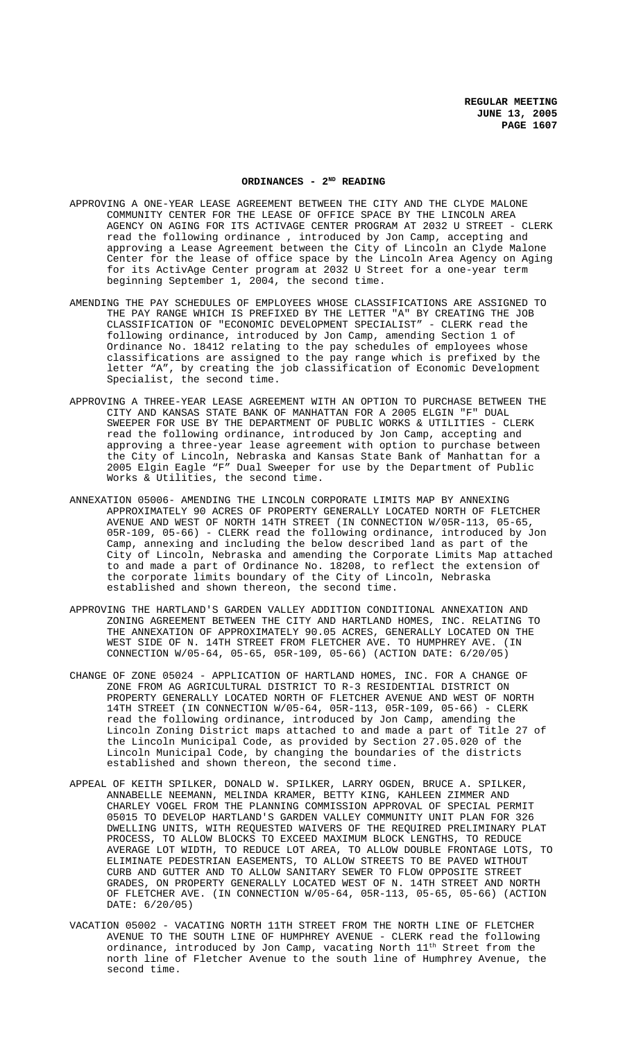## ORDINANCES - 2ND READING

APPROVING A ONE-YEAR LEASE AGREEMENT BETWEEN THE CITY AND THE CLYDE MALONE COMMUNITY CENTER FOR THE LEASE OF OFFICE SPACE BY THE LINCOLN AREA AGENCY ON AGING FOR ITS ACTIVAGE CENTER PROGRAM AT 2032 U STREET - CLERK read the following ordinance , introduced by Jon Camp, accepting and approving a Lease Agreement between the City of Lincoln an Clyde Malone Center for the lease of office space by the Lincoln Area Agency on Aging for its ActivAge Center program at 2032 U Street for a one-year term beginning September 1, 2004, the second time.

AMENDING THE PAY SCHEDULES OF EMPLOYEES WHOSE CLASSIFICATIONS ARE ASSIGNED TO THE PAY RANGE WHICH IS PREFIXED BY THE LETTER "A" BY CREATING THE JOB CLASSIFICATION OF "ECONOMIC DEVELOPMENT SPECIALIST" - CLERK read the following ordinance, introduced by Jon Camp, amending Section 1 of Ordinance No. 18412 relating to the pay schedules of employees whose classifications are assigned to the pay range which is prefixed by the letter "A", by creating the job classification of Economic Development Specialist, the second time.

APPROVING A THREE-YEAR LEASE AGREEMENT WITH AN OPTION TO PURCHASE BETWEEN THE CITY AND KANSAS STATE BANK OF MANHATTAN FOR A 2005 ELGIN "F" DUAL SWEEPER FOR USE BY THE DEPARTMENT OF PUBLIC WORKS & UTILITIES - CLERK read the following ordinance, introduced by Jon Camp, accepting and approving a three-year lease agreement with option to purchase between the City of Lincoln, Nebraska and Kansas State Bank of Manhattan for a 2005 Elgin Eagle "F" Dual Sweeper for use by the Department of Public Works & Utilities, the second time.

ANNEXATION 05006- AMENDING THE LINCOLN CORPORATE LIMITS MAP BY ANNEXING APPROXIMATELY 90 ACRES OF PROPERTY GENERALLY LOCATED NORTH OF FLETCHER AVENUE AND WEST OF NORTH 14TH STREET (IN CONNECTION W/05R-113, 05-65, 05R-109, 05-66) - CLERK read the following ordinance, introduced by Jon Camp, annexing and including the below described land as part of the City of Lincoln, Nebraska and amending the Corporate Limits Map attached to and made a part of Ordinance No. 18208, to reflect the extension of the corporate limits boundary of the City of Lincoln, Nebraska established and shown thereon, the second time.

APPROVING THE HARTLAND'S GARDEN VALLEY ADDITION CONDITIONAL ANNEXATION AND ZONING AGREEMENT BETWEEN THE CITY AND HARTLAND HOMES, INC. RELATING TO THE ANNEXATION OF APPROXIMATELY 90.05 ACRES, GENERALLY LOCATED ON THE WEST SIDE OF N. 14TH STREET FROM FLETCHER AVE. TO HUMPHREY AVE. (IN CONNECTION W/05-64, 05-65, 05R-109, 05-66) (ACTION DATE: 6/20/05)

CHANGE OF ZONE 05024 - APPLICATION OF HARTLAND HOMES, INC. FOR A CHANGE OF ZONE FROM AG AGRICULTURAL DISTRICT TO R-3 RESIDENTIAL DISTRICT ON PROPERTY GENERALLY LOCATED NORTH OF FLETCHER AVENUE AND WEST OF NORTH 14TH STREET (IN CONNECTION W/05-64, 05R-113, 05R-109, 05-66) - CLERK read the following ordinance, introduced by Jon Camp, amending the Lincoln Zoning District maps attached to and made a part of Title 27 of the Lincoln Municipal Code, as provided by Section 27.05.020 of the Lincoln Municipal Code, by changing the boundaries of the districts established and shown thereon, the second time.

APPEAL OF KEITH SPILKER, DONALD W. SPILKER, LARRY OGDEN, BRUCE A. SPILKER, ANNABELLE NEEMANN, MELINDA KRAMER, BETTY KING, KAHLEEN ZIMMER AND CHARLEY VOGEL FROM THE PLANNING COMMISSION APPROVAL OF SPECIAL PERMIT 05015 TO DEVELOP HARTLAND'S GARDEN VALLEY COMMUNITY UNIT PLAN FOR 326 DWELLING UNITS, WITH REQUESTED WAIVERS OF THE REQUIRED PRELIMINARY PLAT PROCESS, TO ALLOW BLOCKS TO EXCEED MAXIMUM BLOCK LENGTHS, TO REDUCE AVERAGE LOT WIDTH, TO REDUCE LOT AREA, TO ALLOW DOUBLE FRONTAGE LOTS, TO ELIMINATE PEDESTRIAN EASEMENTS, TO ALLOW STREETS TO BE PAVED WITHOUT CURB AND GUTTER AND TO ALLOW SANITARY SEWER TO FLOW OPPOSITE STREET GRADES, ON PROPERTY GENERALLY LOCATED WEST OF N. 14TH STREET AND NORTH OF FLETCHER AVE. (IN CONNECTION W/05-64, 05R-113, 05-65, 05-66) (ACTION DATE: 6/20/05)

VACATION 05002 - VACATING NORTH 11TH STREET FROM THE NORTH LINE OF FLETCHER AVENUE TO THE SOUTH LINE OF HUMPHREY AVENUE - CLERK read the following ordinance, introduced by Jon Camp, vacating North 11th Street from the north line of Fletcher Avenue to the south line of Humphrey Avenue, the second time.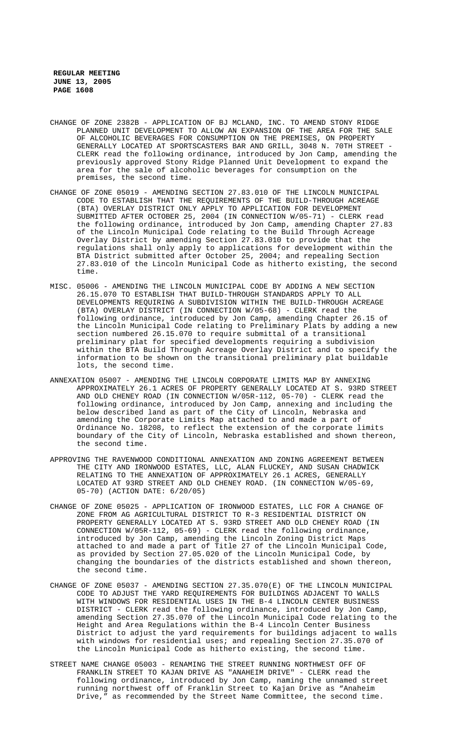CHANGE OF ZONE 2382B - APPLICATION OF BJ MCLAND, INC. TO AMEND STONY RIDGE PLANNED UNIT DEVELOPMENT TO ALLOW AN EXPANSION OF THE AREA FOR THE SALE OF ALCOHOLIC BEVERAGES FOR CONSUMPTION ON THE PREMISES, ON PROPERTY GENERALLY LOCATED AT SPORTSCASTERS BAR AND GRILL, 3048 N. 70TH STREET - CLERK read the following ordinance, introduced by Jon Camp, amending the previously approved Stony Ridge Planned Unit Development to expand the area for the sale of alcoholic beverages for consumption on the premises, the second time.

CHANGE OF ZONE 05019 - AMENDING SECTION 27.83.010 OF THE LINCOLN MUNICIPAL CODE TO ESTABLISH THAT THE REQUIREMENTS OF THE BUILD-THROUGH ACREAGE (BTA) OVERLAY DISTRICT ONLY APPLY TO APPLICATION FOR DEVELOPMENT SUBMITTED AFTER OCTOBER 25, 2004 (IN CONNECTION W/05-71) - CLERK read the following ordinance, introduced by Jon Camp, amending Chapter 27.83 of the Lincoln Municipal Code relating to the Build Through Acreage Overlay District by amending Section 27.83.010 to provide that the regulations shall only apply to applications for development within the BTA District submitted after October 25, 2004; and repealing Section 27.83.010 of the Lincoln Municipal Code as hitherto existing, the second time.

MISC. 05006 - AMENDING THE LINCOLN MUNICIPAL CODE BY ADDING A NEW SECTION 26.15.070 TO ESTABLISH THAT BUILD-THROUGH STANDARDS APPLY TO ALL DEVELOPMENTS REQUIRING A SUBDIVISION WITHIN THE BUILD-THROUGH ACREAGE (BTA) OVERLAY DISTRICT (IN CONNECTION W/05-68) - CLERK read the following ordinance, introduced by Jon Camp, amending Chapter 26.15 of the Lincoln Municipal Code relating to Preliminary Plats by adding a new section numbered 26.15.070 to require submittal of a transitional preliminary plat for specified developments requiring a subdivision within the BTA Build Through Acreage Overlay District and to specify the information to be shown on the transitional preliminary plat buildable lots, the second time.

ANNEXATION 05007 - AMENDING THE LINCOLN CORPORATE LIMITS MAP BY ANNEXING APPROXIMATELY 26.1 ACRES OF PROPERTY GENERALLY LOCATED AT S. 93RD STREET AND OLD CHENEY ROAD (IN CONNECTION W/05R-112, 05-70) - CLERK read the following ordinance, introduced by Jon Camp, annexing and including the below described land as part of the City of Lincoln, Nebraska and amending the Corporate Limits Map attached to and made a part of Ordinance No. 18208, to reflect the extension of the corporate limits boundary of the City of Lincoln, Nebraska established and shown thereon, the second time.

APPROVING THE RAVENWOOD CONDITIONAL ANNEXATION AND ZONING AGREEMENT BETWEEN THE CITY AND IRONWOOD ESTATES, LLC, ALAN FLUCKEY, AND SUSAN CHADWICK RELATING TO THE ANNEXATION OF APPROXIMATELY 26.1 ACRES, GENERALLY LOCATED AT 93RD STREET AND OLD CHENEY ROAD. (IN CONNECTION W/05-69, 05-70) (ACTION DATE: 6/20/05)

CHANGE OF ZONE 05025 - APPLICATION OF IRONWOOD ESTATES, LLC FOR A CHANGE OF ZONE FROM AG AGRICULTURAL DISTRICT TO R-3 RESIDENTIAL DISTRICT ON PROPERTY GENERALLY LOCATED AT S. 93RD STREET AND OLD CHENEY ROAD (IN CONNECTION W/05R-112, 05-69) - CLERK read the following ordinance, introduced by Jon Camp, amending the Lincoln Zoning District Maps attached to and made a part of Title 27 of the Lincoln Municipal Code, as provided by Section 27.05.020 of the Lincoln Municipal Code, by changing the boundaries of the districts established and shown thereon, the second time.

CHANGE OF ZONE 05037 - AMENDING SECTION 27.35.070(E) OF THE LINCOLN MUNICIPAL CODE TO ADJUST THE YARD REQUIREMENTS FOR BUILDINGS ADJACENT TO WALLS WITH WINDOWS FOR RESIDENTIAL USES IN THE B-4 LINCOLN CENTER BUSINESS DISTRICT - CLERK read the following ordinance, introduced by Jon Camp, amending Section 27.35.070 of the Lincoln Municipal Code relating to the Height and Area Regulations within the B-4 Lincoln Center Business District to adjust the yard requirements for buildings adjacent to walls with windows for residential uses; and repealing Section 27.35.070 of the Lincoln Municipal Code as hitherto existing, the second time.

STREET NAME CHANGE 05003 - RENAMING THE STREET RUNNING NORTHWEST OFF OF FRANKLIN STREET TO KAJAN DRIVE AS "ANAHEIM DRIVE" - CLERK read the following ordinance, introduced by Jon Camp, naming the unnamed street running northwest off of Franklin Street to Kajan Drive as "Anaheim Drive," as recommended by the Street Name Committee, the second time.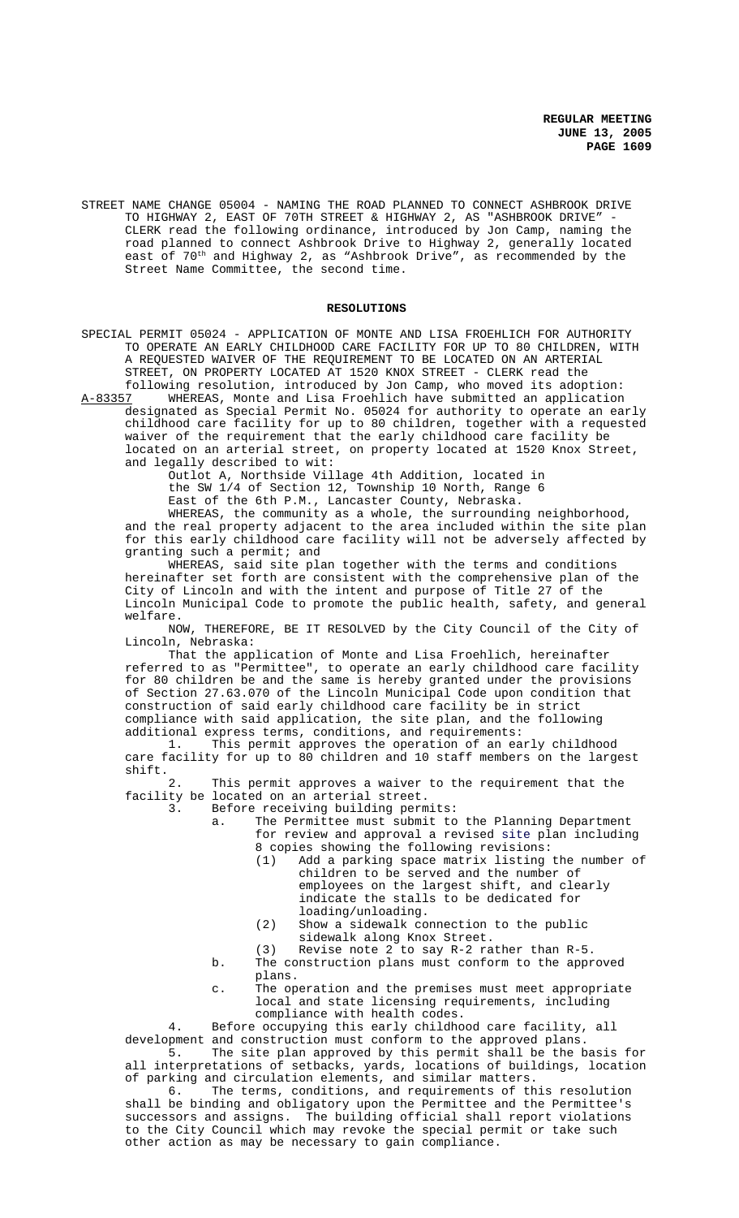STREET NAME CHANGE 05004 - NAMING THE ROAD PLANNED TO CONNECT ASHBROOK DRIVE TO HIGHWAY 2, EAST OF 70TH STREET & HIGHWAY 2, AS "ASHBROOK DRIVE" - CLERK read the following ordinance, introduced by Jon Camp, naming the road planned to connect Ashbrook Drive to Highway 2, generally located east of 70th and Highway 2, as "Ashbrook Drive", as recommended by the Street Name Committee, the second time.

## RESOLUTIONS

SPECIAL PERMIT 05024 - APPLICATION OF MONTE AND LISA FROEHLICH FOR AUTHORITY TO OPERATE AN EARLY CHILDHOOD CARE FACILITY FOR UP TO 80 CHILDREN, WITH A REQUESTED WAIVER OF THE REQUIREMENT TO BE LOCATED ON AN ARTERIAL STREET, ON PROPERTY LOCATED AT 1520 KNOX STREET - CLERK read the following resolution, introduced by Jon Camp, who moved its adoption:

A-83357 WHEREAS, Monte and Lisa Froehlich have submitted an application designated as Special Permit No. 05024 for authority to operate an early childhood care facility for up to 80 children, together with a requested waiver of the requirement that the early childhood care facility be located on an arterial street, on property located at 1520 Knox Street, and legally described to wit:

Outlot A, Northside Village 4th Addition, located in the SW 1/4 of Section 12, Township 10 North, Range 6 East of the 6th P.M., Lancaster County, Nebraska.

WHEREAS, the community as a whole, the surrounding neighborhood, and the real property adjacent to the area included within the site plan for this early childhood care facility will not be adversely affected by granting such a permit; and

WHEREAS, said site plan together with the terms and conditions hereinafter set forth are consistent with the comprehensive plan of the City of Lincoln and with the intent and purpose of Title 27 of the Lincoln Municipal Code to promote the public health, safety, and general welfare.

NOW, THEREFORE, BE IT RESOLVED by the City Council of the City of Lincoln, Nebraska:

That the application of Monte and Lisa Froehlich, hereinafter referred to as "Permittee", to operate an early childhood care facility for 80 children be and the same is hereby granted under the provisions of Section 27.63.070 of the Lincoln Municipal Code upon condition that construction of said early childhood care facility be in strict compliance with said application, the site plan, and the following additional express terms, conditions, and requirements:

1. This permit approves the operation of an early childhood care facility for up to 80 children and 10 staff members on the largest shift.

2. This permit approves a waiver to the requirement that the facility be located on an arterial street.

3. Before receiving building permits:
   a. The Permittee must submit to the Planning Department for review and approval a revised site plan including 8 copies showing the following revisions:
      (1) Add a parking space matrix listing the number of children to be served and the number of employees on the largest shift, and clearly indicate the stalls to be dedicated for loading/unloading.
      (2) Show a sidewalk connection to the public sidewalk along Knox Street.
      (3) Revise note 2 to say R-2 rather than R-5.
   b. The construction plans must conform to the approved plans.
   c. The operation and the premises must meet appropriate local and state licensing requirements, including compliance with health codes.

4. Before occupying this early childhood care facility, all development and construction must conform to the approved plans.

5. The site plan approved by this permit shall be the basis for all interpretations of setbacks, yards, locations of buildings, location of parking and circulation elements, and similar matters.

6. The terms, conditions, and requirements of this resolution shall be binding and obligatory upon the Permittee and the Permittee's successors and assigns. The building official shall report violations to the City Council which may revoke the special permit or take such other action as may be necessary to gain compliance.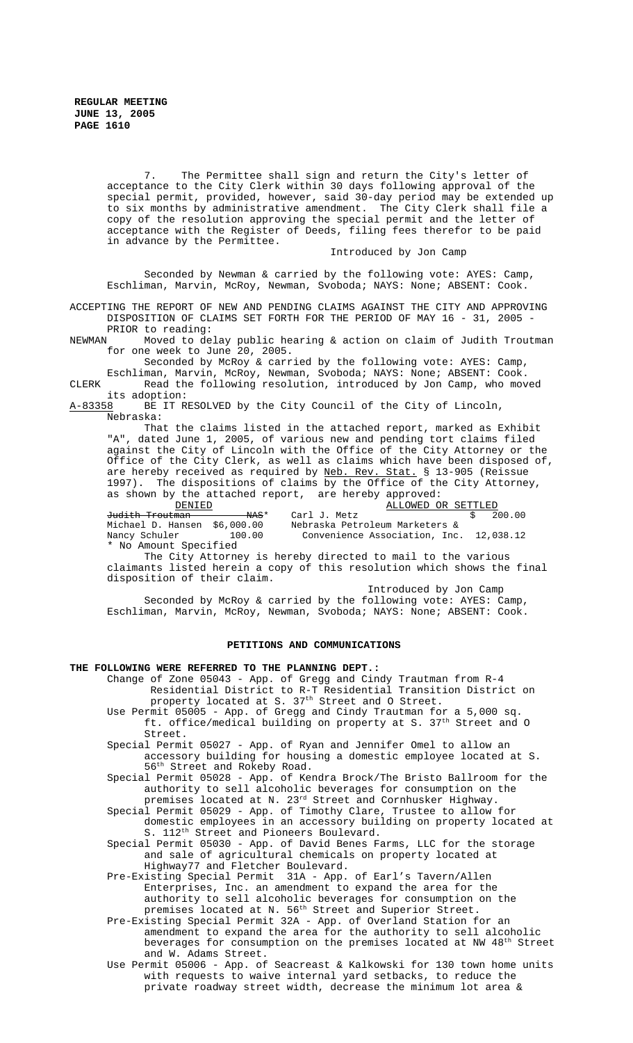7. The Permittee shall sign and return the City's letter of acceptance to the City Clerk within 30 days following approval of the special permit, provided, however, said 30-day period may be extended up to six months by administrative amendment. The City Clerk shall file a copy of the resolution approving the special permit and the letter of acceptance with the Register of Deeds, filing fees therefor to be paid in advance by the Permittee.

Introduced by Jon Camp

Seconded by Newman & carried by the following vote: AYES: Camp, Eschliman, Marvin, McRoy, Newman, Svoboda; NAYS: None; ABSENT: Cook.

ACCEPTING THE REPORT OF NEW AND PENDING CLAIMS AGAINST THE CITY AND APPROVING DISPOSITION OF CLAIMS SET FORTH FOR THE PERIOD OF MAY 16 - 31, 2005 - PRIOR to reading:

NEWMAN Moved to delay public hearing & action on claim of Judith Troutman for one week to June 20, 2005.

Seconded by McRoy & carried by the following vote: AYES: Camp, Eschliman, McRoy, Newman, Svoboda; NAYS: None; ABSENT: Cook.

CLERK Read the following resolution, introduced by Jon Camp, who moved its adoption:

A-83358 BE IT RESOLVED by the City Council of the City of Lincoln, Nebraska:

That the claims listed in the attached report, marked as Exhibit "A", dated June 1, 2005, of various new and pending tort claims filed against the City of Lincoln with the Office of the City Attorney or the Office of the City Clerk, as well as claims which have been disposed of, are hereby received as required by Neb. Rev. Stat. § 13-905 (Reissue 1997). The dispositions of claims by the Office of the City Attorney, as shown by the attached report, are hereby approved:

| DENIED | | ALLOWED OR SETTLED | |
|---|---|---|---|
| ~~Judith Troutman~~ | ~~NAS~~* | Carl J. Metz | $ 200.00 |
| Michael D. Hansen | $6,000.00 | Nebraska Petroleum Marketers & Convenience Association, Inc. | 12,038.12 |
| Nancy Schuler | 100.00 | | |

\* No Amount Specified

The City Attorney is hereby directed to mail to the various claimants listed herein a copy of this resolution which shows the final disposition of their claim.

Introduced by Jon Camp

Seconded by McRoy & carried by the following vote: AYES: Camp, Eschliman, Marvin, McRoy, Newman, Svoboda; NAYS: None; ABSENT: Cook.

## PETITIONS AND COMMUNICATIONS

**THE FOLLOWING WERE REFERRED TO THE PLANNING DEPT.:**

- Change of Zone 05043 - App. of Gregg and Cindy Trautman from R-4 Residential District to R-T Residential Transition District on property located at S. 37th Street and O Street.
- Use Permit 05005 - App. of Gregg and Cindy Trautman for a 5,000 sq. ft. office/medical building on property at S. 37th Street and O Street.
- Special Permit 05027 - App. of Ryan and Jennifer Omel to allow an accessory building for housing a domestic employee located at S. 56th Street and Rokeby Road.
- Special Permit 05028 - App. of Kendra Brock/The Bristo Ballroom for the authority to sell alcoholic beverages for consumption on the premises located at N. 23rd Street and Cornhusker Highway.
- Special Permit 05029 - App. of Timothy Clare, Trustee to allow for domestic employees in an accessory building on property located at S. 112th Street and Pioneers Boulevard.
- Special Permit 05030 - App. of David Benes Farms, LLC for the storage and sale of agricultural chemicals on property located at Highway77 and Fletcher Boulevard.
- Pre-Existing Special Permit 31A - App. of Earl's Tavern/Allen Enterprises, Inc. an amendment to expand the area for the authority to sell alcoholic beverages for consumption on the premises located at N. 56th Street and Superior Street.
- Pre-Existing Special Permit 32A - App. of Overland Station for an amendment to expand the area for the authority to sell alcoholic beverages for consumption on the premises located at NW 48th Street and W. Adams Street.
- Use Permit 05006 - App. of Seacreast & Kalkowski for 130 town home units with requests to waive internal yard setbacks, to reduce the private roadway street width, decrease the minimum lot area &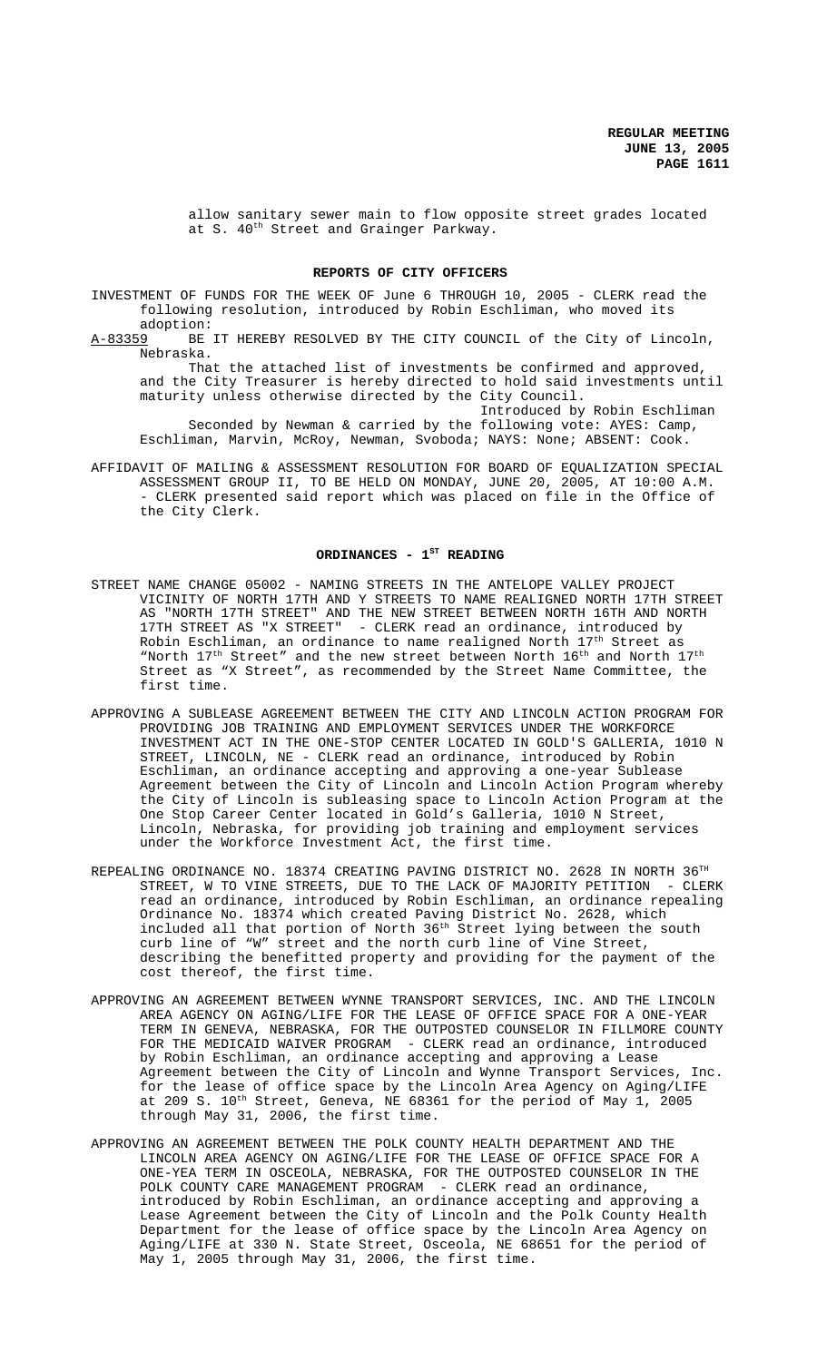allow sanitary sewer main to flow opposite street grades located at S. 40th Street and Grainger Parkway.

## REPORTS OF CITY OFFICERS

INVESTMENT OF FUNDS FOR THE WEEK OF June 6 THROUGH 10, 2005 - CLERK read the following resolution, introduced by Robin Eschliman, who moved its adoption:

A-83359 BE IT HEREBY RESOLVED BY THE CITY COUNCIL of the City of Lincoln, Nebraska.

That the attached list of investments be confirmed and approved, and the City Treasurer is hereby directed to hold said investments until maturity unless otherwise directed by the City Council.

Introduced by Robin Eschliman

Seconded by Newman & carried by the following vote: AYES: Camp, Eschliman, Marvin, McRoy, Newman, Svoboda; NAYS: None; ABSENT: Cook.

AFFIDAVIT OF MAILING & ASSESSMENT RESOLUTION FOR BOARD OF EQUALIZATION SPECIAL ASSESSMENT GROUP II, TO BE HELD ON MONDAY, JUNE 20, 2005, AT 10:00 A.M. - CLERK presented said report which was placed on file in the Office of the City Clerk.

## ORDINANCES - 1ST READING

STREET NAME CHANGE 05002 - NAMING STREETS IN THE ANTELOPE VALLEY PROJECT VICINITY OF NORTH 17TH AND Y STREETS TO NAME REALIGNED NORTH 17TH STREET AS "NORTH 17TH STREET" AND THE NEW STREET BETWEEN NORTH 16TH AND NORTH 17TH STREET AS "X STREET" - CLERK read an ordinance, introduced by Robin Eschliman, an ordinance to name realigned North 17th Street as "North 17th Street" and the new street between North 16th and North 17th Street as "X Street", as recommended by the Street Name Committee, the first time.

APPROVING A SUBLEASE AGREEMENT BETWEEN THE CITY AND LINCOLN ACTION PROGRAM FOR PROVIDING JOB TRAINING AND EMPLOYMENT SERVICES UNDER THE WORKFORCE INVESTMENT ACT IN THE ONE-STOP CENTER LOCATED IN GOLD'S GALLERIA, 1010 N STREET, LINCOLN, NE - CLERK read an ordinance, introduced by Robin Eschliman, an ordinance accepting and approving a one-year Sublease Agreement between the City of Lincoln and Lincoln Action Program whereby the City of Lincoln is subleasing space to Lincoln Action Program at the One Stop Career Center located in Gold's Galleria, 1010 N Street, Lincoln, Nebraska, for providing job training and employment services under the Workforce Investment Act, the first time.

REPEALING ORDINANCE NO. 18374 CREATING PAVING DISTRICT NO. 2628 IN NORTH 36TH STREET, W TO VINE STREETS, DUE TO THE LACK OF MAJORITY PETITION - CLERK read an ordinance, introduced by Robin Eschliman, an ordinance repealing Ordinance No. 18374 which created Paving District No. 2628, which included all that portion of North 36th Street lying between the south curb line of "W" street and the north curb line of Vine Street, describing the benefitted property and providing for the payment of the cost thereof, the first time.

APPROVING AN AGREEMENT BETWEEN WYNNE TRANSPORT SERVICES, INC. AND THE LINCOLN AREA AGENCY ON AGING/LIFE FOR THE LEASE OF OFFICE SPACE FOR A ONE-YEAR TERM IN GENEVA, NEBRASKA, FOR THE OUTPOSTED COUNSELOR IN FILLMORE COUNTY FOR THE MEDICAID WAIVER PROGRAM - CLERK read an ordinance, introduced by Robin Eschliman, an ordinance accepting and approving a Lease Agreement between the City of Lincoln and Wynne Transport Services, Inc. for the lease of office space by the Lincoln Area Agency on Aging/LIFE at 209 S. 10th Street, Geneva, NE 68361 for the period of May 1, 2005 through May 31, 2006, the first time.

APPROVING AN AGREEMENT BETWEEN THE POLK COUNTY HEALTH DEPARTMENT AND THE LINCOLN AREA AGENCY ON AGING/LIFE FOR THE LEASE OF OFFICE SPACE FOR A ONE-YEA TERM IN OSCEOLA, NEBRASKA, FOR THE OUTPOSTED COUNSELOR IN THE POLK COUNTY CARE MANAGEMENT PROGRAM - CLERK read an ordinance, introduced by Robin Eschliman, an ordinance accepting and approving a Lease Agreement between the City of Lincoln and the Polk County Health Department for the lease of office space by the Lincoln Area Agency on Aging/LIFE at 330 N. State Street, Osceola, NE 68651 for the period of May 1, 2005 through May 31, 2006, the first time.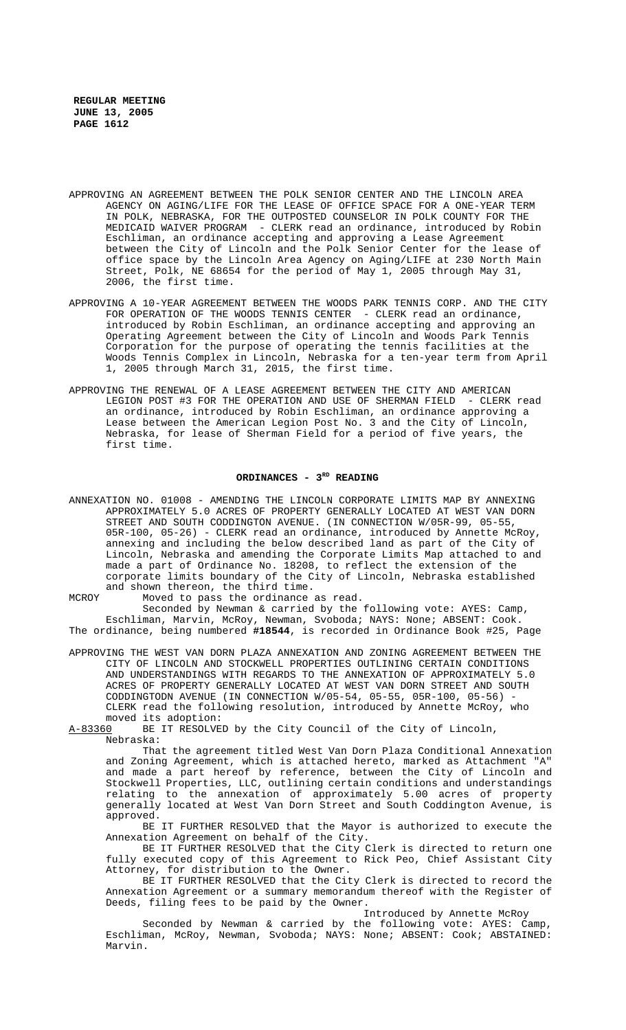APPROVING AN AGREEMENT BETWEEN THE POLK SENIOR CENTER AND THE LINCOLN AREA AGENCY ON AGING/LIFE FOR THE LEASE OF OFFICE SPACE FOR A ONE-YEAR TERM IN POLK, NEBRASKA, FOR THE OUTPOSTED COUNSELOR IN POLK COUNTY FOR THE MEDICAID WAIVER PROGRAM - CLERK read an ordinance, introduced by Robin Eschliman, an ordinance accepting and approving a Lease Agreement between the City of Lincoln and the Polk Senior Center for the lease of office space by the Lincoln Area Agency on Aging/LIFE at 230 North Main Street, Polk, NE 68654 for the period of May 1, 2005 through May 31, 2006, the first time.

APPROVING A 10-YEAR AGREEMENT BETWEEN THE WOODS PARK TENNIS CORP. AND THE CITY FOR OPERATION OF THE WOODS TENNIS CENTER - CLERK read an ordinance, introduced by Robin Eschliman, an ordinance accepting and approving an Operating Agreement between the City of Lincoln and Woods Park Tennis Corporation for the purpose of operating the tennis facilities at the Woods Tennis Complex in Lincoln, Nebraska for a ten-year term from April 1, 2005 through March 31, 2015, the first time.

APPROVING THE RENEWAL OF A LEASE AGREEMENT BETWEEN THE CITY AND AMERICAN LEGION POST #3 FOR THE OPERATION AND USE OF SHERMAN FIELD - CLERK read an ordinance, introduced by Robin Eschliman, an ordinance approving a Lease between the American Legion Post No. 3 and the City of Lincoln, Nebraska, for lease of Sherman Field for a period of five years, the first time.

## ORDINANCES - 3RD READING

ANNEXATION NO. 01008 - AMENDING THE LINCOLN CORPORATE LIMITS MAP BY ANNEXING APPROXIMATELY 5.0 ACRES OF PROPERTY GENERALLY LOCATED AT WEST VAN DORN STREET AND SOUTH CODDINGTON AVENUE. (IN CONNECTION W/05R-99, 05-55, 05R-100, 05-26) - CLERK read an ordinance, introduced by Annette McRoy, annexing and including the below described land as part of the City of Lincoln, Nebraska and amending the Corporate Limits Map attached to and made a part of Ordinance No. 18208, to reflect the extension of the corporate limits boundary of the City of Lincoln, Nebraska established and shown thereon, the third time.

MCROY Moved to pass the ordinance as read.

Seconded by Newman & carried by the following vote: AYES: Camp, Eschliman, Marvin, McRoy, Newman, Svoboda; NAYS: None; ABSENT: Cook.

The ordinance, being numbered **#18544**, is recorded in Ordinance Book #25, Page

APPROVING THE WEST VAN DORN PLAZA ANNEXATION AND ZONING AGREEMENT BETWEEN THE CITY OF LINCOLN AND STOCKWELL PROPERTIES OUTLINING CERTAIN CONDITIONS AND UNDERSTANDINGS WITH REGARDS TO THE ANNEXATION OF APPROXIMATELY 5.0 ACRES OF PROPERTY GENERALLY LOCATED AT WEST VAN DORN STREET AND SOUTH CODDINGTODN AVENUE (IN CONNECTION W/05-54, 05-55, 05R-100, 05-56) - CLERK read the following resolution, introduced by Annette McRoy, who moved its adoption:

A-83360 BE IT RESOLVED by the City Council of the City of Lincoln, Nebraska:

That the agreement titled West Van Dorn Plaza Conditional Annexation and Zoning Agreement, which is attached hereto, marked as Attachment "A" and made a part hereof by reference, between the City of Lincoln and Stockwell Properties, LLC, outlining certain conditions and understandings relating to the annexation of approximately 5.00 acres of property generally located at West Van Dorn Street and South Coddington Avenue, is approved.

BE IT FURTHER RESOLVED that the Mayor is authorized to execute the Annexation Agreement on behalf of the City.

BE IT FURTHER RESOLVED that the City Clerk is directed to return one fully executed copy of this Agreement to Rick Peo, Chief Assistant City Attorney, for distribution to the Owner.

BE IT FURTHER RESOLVED that the City Clerk is directed to record the Annexation Agreement or a summary memorandum thereof with the Register of Deeds, filing fees to be paid by the Owner.

Introduced by Annette McRoy

Seconded by Newman & carried by the following vote: AYES: Camp, Eschliman, McRoy, Newman, Svoboda; NAYS: None; ABSENT: Cook; ABSTAINED: Marvin.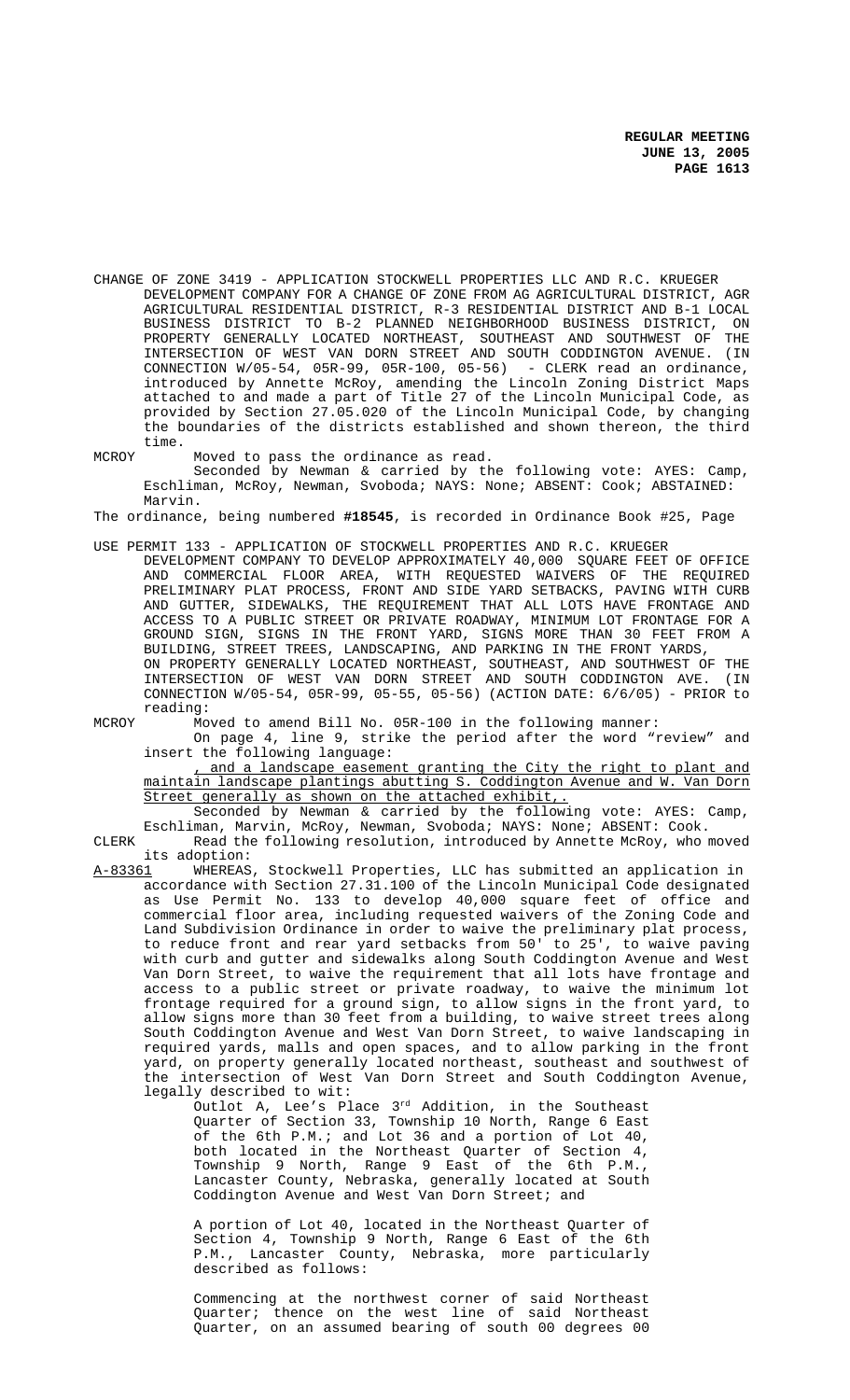CHANGE OF ZONE 3419 - APPLICATION STOCKWELL PROPERTIES LLC AND R.C. KRUEGER DEVELOPMENT COMPANY FOR A CHANGE OF ZONE FROM AG AGRICULTURAL DISTRICT, AGR AGRICULTURAL RESIDENTIAL DISTRICT, R-3 RESIDENTIAL DISTRICT AND B-1 LOCAL BUSINESS DISTRICT TO B-2 PLANNED NEIGHBORHOOD BUSINESS DISTRICT, ON PROPERTY GENERALLY LOCATED NORTHEAST, SOUTHEAST AND SOUTHWEST OF THE INTERSECTION OF WEST VAN DORN STREET AND SOUTH CODDINGTON AVENUE. (IN CONNECTION W/05-54, 05R-99, 05R-100, 05-56) - CLERK read an ordinance, introduced by Annette McRoy, amending the Lincoln Zoning District Maps attached to and made a part of Title 27 of the Lincoln Municipal Code, as provided by Section 27.05.020 of the Lincoln Municipal Code, by changing the boundaries of the districts established and shown thereon, the third time.

MCROY Moved to pass the ordinance as read.

Seconded by Newman & carried by the following vote: AYES: Camp, Eschliman, McRoy, Newman, Svoboda; NAYS: None; ABSENT: Cook; ABSTAINED: Marvin.

The ordinance, being numbered **#18545**, is recorded in Ordinance Book #25, Page

USE PERMIT 133 - APPLICATION OF STOCKWELL PROPERTIES AND R.C. KRUEGER DEVELOPMENT COMPANY TO DEVELOP APPROXIMATELY 40,000 SQUARE FEET OF OFFICE AND COMMERCIAL FLOOR AREA, WITH REQUESTED WAIVERS OF THE REQUIRED PRELIMINARY PLAT PROCESS, FRONT AND SIDE YARD SETBACKS, PAVING WITH CURB AND GUTTER, SIDEWALKS, THE REQUIREMENT THAT ALL LOTS HAVE FRONTAGE AND ACCESS TO A PUBLIC STREET OR PRIVATE ROADWAY, MINIMUM LOT FRONTAGE FOR A GROUND SIGN, SIGNS IN THE FRONT YARD, SIGNS MORE THAN 30 FEET FROM A BUILDING, STREET TREES, LANDSCAPING, AND PARKING IN THE FRONT YARDS, ON PROPERTY GENERALLY LOCATED NORTHEAST, SOUTHEAST, AND SOUTHWEST OF THE INTERSECTION OF WEST VAN DORN STREET AND SOUTH CODDINGTON AVE. (IN CONNECTION W/05-54, 05R-99, 05-55, 05-56) (ACTION DATE: 6/6/05) - PRIOR to reading:

MCROY Moved to amend Bill No. 05R-100 in the following manner:

On page 4, line 9, strike the period after the word "review" and insert the following language:

, and a landscape easement granting the City the right to plant and maintain landscape plantings abutting S. Coddington Avenue and W. Van Dorn Street generally as shown on the attached exhibit,.

Seconded by Newman & carried by the following vote: AYES: Camp, Eschliman, Marvin, McRoy, Newman, Svoboda; NAYS: None; ABSENT: Cook.

CLERK Read the following resolution, introduced by Annette McRoy, who moved its adoption:

A-83361 WHEREAS, Stockwell Properties, LLC has submitted an application in accordance with Section 27.31.100 of the Lincoln Municipal Code designated as Use Permit No. 133 to develop 40,000 square feet of office and commercial floor area, including requested waivers of the Zoning Code and Land Subdivision Ordinance in order to waive the preliminary plat process, to reduce front and rear yard setbacks from 50' to 25', to waive paving with curb and gutter and sidewalks along South Coddington Avenue and West Van Dorn Street, to waive the requirement that all lots have frontage and access to a public street or private roadway, to waive the minimum lot frontage required for a ground sign, to allow signs in the front yard, to allow signs more than 30 feet from a building, to waive street trees along South Coddington Avenue and West Van Dorn Street, to waive landscaping in required yards, malls and open spaces, and to allow parking in the front yard, on property generally located northeast, southeast and southwest of the intersection of West Van Dorn Street and South Coddington Avenue, legally described to wit:

Outlot A, Lee's Place 3rd Addition, in the Southeast Quarter of Section 33, Township 10 North, Range 6 East of the 6th P.M.; and Lot 36 and a portion of Lot 40, both located in the Northeast Quarter of Section 4, Township 9 North, Range 9 East of the 6th P.M., Lancaster County, Nebraska, generally located at South Coddington Avenue and West Van Dorn Street; and

A portion of Lot 40, located in the Northeast Quarter of Section 4, Township 9 North, Range 6 East of the 6th P.M., Lancaster County, Nebraska, more particularly described as follows:

Commencing at the northwest corner of said Northeast Quarter; thence on the west line of said Northeast Quarter, on an assumed bearing of south 00 degrees 00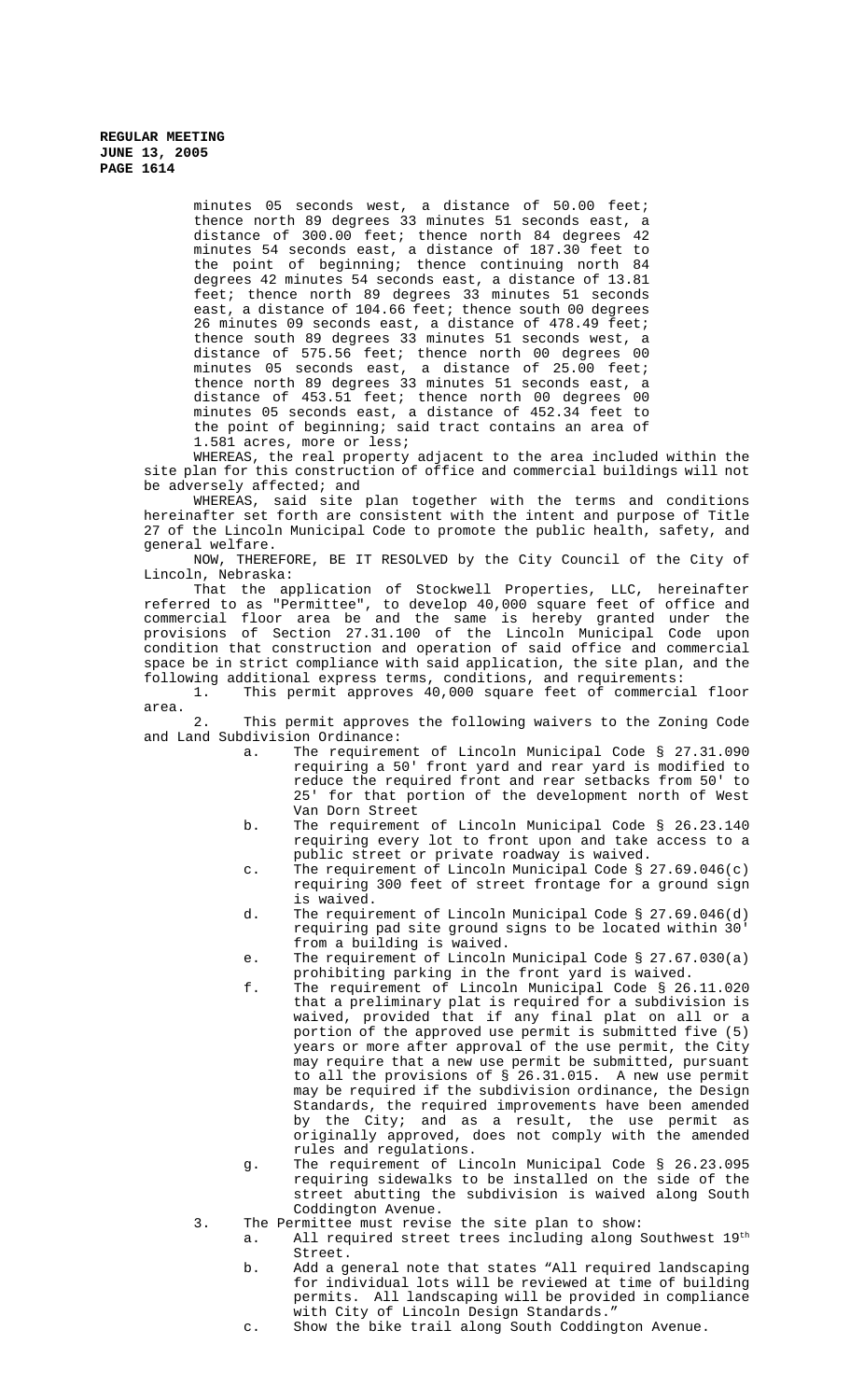minutes 05 seconds west, a distance of 50.00 feet; thence north 89 degrees 33 minutes 51 seconds east, a distance of 300.00 feet; thence north 84 degrees 42 minutes 54 seconds east, a distance of 187.30 feet to the point of beginning; thence continuing north 84 degrees 42 minutes 54 seconds east, a distance of 13.81 feet; thence north 89 degrees 33 minutes 51 seconds east, a distance of 104.66 feet; thence south 00 degrees 26 minutes 09 seconds east, a distance of 478.49 feet; thence south 89 degrees 33 minutes 51 seconds west, a distance of 575.56 feet; thence north 00 degrees 00 minutes 05 seconds east, a distance of 25.00 feet; thence north 89 degrees 33 minutes 51 seconds east, a distance of 453.51 feet; thence north 00 degrees 00 minutes 05 seconds east, a distance of 452.34 feet to the point of beginning; said tract contains an area of 1.581 acres, more or less;

WHEREAS, the real property adjacent to the area included within the site plan for this construction of office and commercial buildings will not be adversely affected; and

WHEREAS, said site plan together with the terms and conditions hereinafter set forth are consistent with the intent and purpose of Title 27 of the Lincoln Municipal Code to promote the public health, safety, and general welfare.

NOW, THEREFORE, BE IT RESOLVED by the City Council of the City of Lincoln, Nebraska:

That the application of Stockwell Properties, LLC, hereinafter referred to as "Permittee", to develop 40,000 square feet of office and commercial floor area be and the same is hereby granted under the provisions of Section 27.31.100 of the Lincoln Municipal Code upon condition that construction and operation of said office and commercial space be in strict compliance with said application, the site plan, and the following additional express terms, conditions, and requirements:

1. This permit approves 40,000 square feet of commercial floor area.
2. This permit approves the following waivers to the Zoning Code and Land Subdivision Ordinance:
   a. The requirement of Lincoln Municipal Code § 27.31.090 requiring a 50' front yard and rear yard is modified to reduce the required front and rear setbacks from 50' to 25' for that portion of the development north of West Van Dorn Street
   b. The requirement of Lincoln Municipal Code § 26.23.140 requiring every lot to front upon and take access to a public street or private roadway is waived.
   c. The requirement of Lincoln Municipal Code § 27.69.046(c) requiring 300 feet of street frontage for a ground sign is waived.
   d. The requirement of Lincoln Municipal Code § 27.69.046(d) requiring pad site ground signs to be located within 30' from a building is waived.
   e. The requirement of Lincoln Municipal Code § 27.67.030(a) prohibiting parking in the front yard is waived.
   f. The requirement of Lincoln Municipal Code § 26.11.020 that a preliminary plat is required for a subdivision is waived, provided that if any final plat on all or a portion of the approved use permit is submitted five (5) years or more after approval of the use permit, the City may require that a new use permit be submitted, pursuant to all the provisions of § 26.31.015. A new use permit may be required if the subdivision ordinance, the Design Standards, the required improvements have been amended by the City; and as a result, the use permit as originally approved, does not comply with the amended rules and regulations.
   g. The requirement of Lincoln Municipal Code § 26.23.095 requiring sidewalks to be installed on the side of the street abutting the subdivision is waived along South Coddington Avenue.
3. The Permittee must revise the site plan to show:
   a. All required street trees including along Southwest 19th Street.
   b. Add a general note that states "All required landscaping for individual lots will be reviewed at time of building permits. All landscaping will be provided in compliance with City of Lincoln Design Standards."
   c. Show the bike trail along South Coddington Avenue.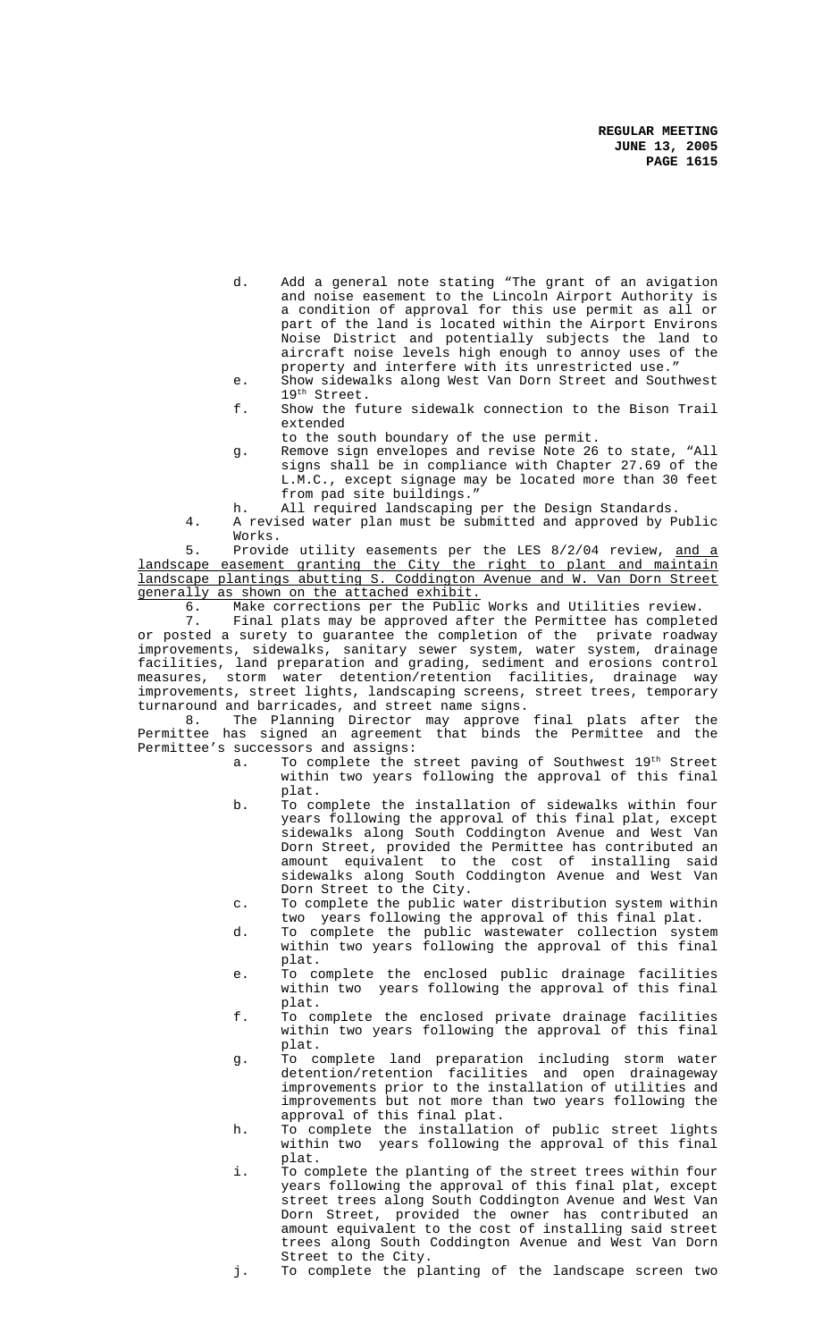d. Add a general note stating "The grant of an avigation and noise easement to the Lincoln Airport Authority is a condition of approval for this use permit as all or part of the land is located within the Airport Environs Noise District and potentially subjects the land to aircraft noise levels high enough to annoy uses of the property and interfere with its unrestricted use."

e. Show sidewalks along West Van Dorn Street and Southwest 19th Street.

f. Show the future sidewalk connection to the Bison Trail extended to the south boundary of the use permit.

g. Remove sign envelopes and revise Note 26 to state, "All signs shall be in compliance with Chapter 27.69 of the L.M.C., except signage may be located more than 30 feet from pad site buildings."

h. All required landscaping per the Design Standards.

4. A revised water plan must be submitted and approved by Public Works.

5. Provide utility easements per the LES 8/2/04 review, <u>and a landscape easement granting the City the right to plant and maintain landscape plantings abutting S. Coddington Avenue and W. Van Dorn Street generally as shown on the attached exhibit.</u>

6. Make corrections per the Public Works and Utilities review.

7. Final plats may be approved after the Permittee has completed or posted a surety to guarantee the completion of the private roadway improvements, sidewalks, sanitary sewer system, water system, drainage facilities, land preparation and grading, sediment and erosions control measures, storm water detention/retention facilities, drainage way improvements, street lights, landscaping screens, street trees, temporary turnaround and barricades, and street name signs.

8. The Planning Director may approve final plats after the Permittee has signed an agreement that binds the Permittee and the Permittee's successors and assigns:

a. To complete the street paving of Southwest 19th Street within two years following the approval of this final plat.

b. To complete the installation of sidewalks within four years following the approval of this final plat, except sidewalks along South Coddington Avenue and West Van Dorn Street, provided the Permittee has contributed an amount equivalent to the cost of installing said sidewalks along South Coddington Avenue and West Van Dorn Street to the City.

c. To complete the public water distribution system within two years following the approval of this final plat.

d. To complete the public wastewater collection system within two years following the approval of this final plat.

e. To complete the enclosed public drainage facilities within two years following the approval of this final plat.

f. To complete the enclosed private drainage facilities within two years following the approval of this final plat.

g. To complete land preparation including storm water detention/retention facilities and open drainageway improvements prior to the installation of utilities and improvements but not more than two years following the approval of this final plat.

h. To complete the installation of public street lights within two years following the approval of this final plat.

i. To complete the planting of the street trees within four years following the approval of this final plat, except street trees along South Coddington Avenue and West Van Dorn Street, provided the owner has contributed an amount equivalent to the cost of installing said street trees along South Coddington Avenue and West Van Dorn Street to the City.

j. To complete the planting of the landscape screen two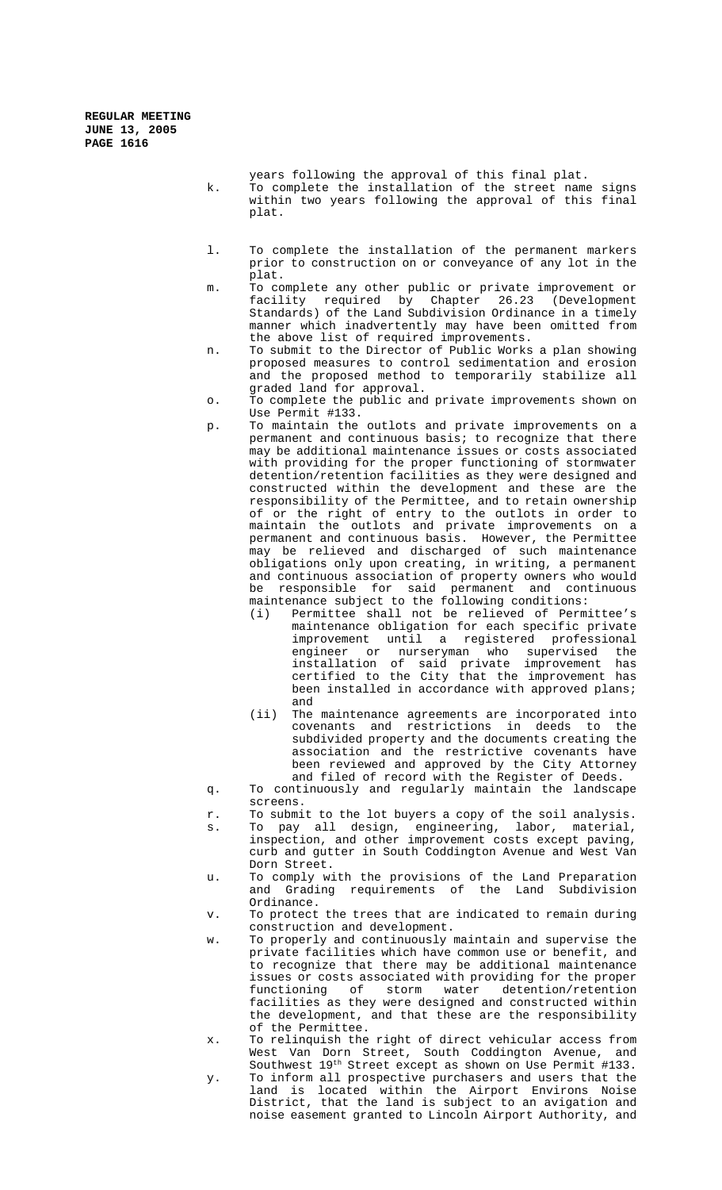years following the approval of this final plat.

k. To complete the installation of the street name signs within two years following the approval of this final plat.

l. To complete the installation of the permanent markers prior to construction on or conveyance of any lot in the plat.

m. To complete any other public or private improvement or facility required by Chapter 26.23 (Development Standards) of the Land Subdivision Ordinance in a timely manner which inadvertently may have been omitted from the above list of required improvements.

n. To submit to the Director of Public Works a plan showing proposed measures to control sedimentation and erosion and the proposed method to temporarily stabilize all graded land for approval.

o. To complete the public and private improvements shown on Use Permit #133.

p. To maintain the outlots and private improvements on a permanent and continuous basis; to recognize that there may be additional maintenance issues or costs associated with providing for the proper functioning of stormwater detention/retention facilities as they were designed and constructed within the development and these are the responsibility of the Permittee, and to retain ownership of or the right of entry to the outlots in order to maintain the outlots and private improvements on a permanent and continuous basis. However, the Permittee may be relieved and discharged of such maintenance obligations only upon creating, in writing, a permanent and continuous association of property owners who would be responsible for said permanent and continuous maintenance subject to the following conditions:

   (i) Permittee shall not be relieved of Permittee's maintenance obligation for each specific private improvement until a registered professional engineer or nurseryman who supervised the installation of said private improvement has certified to the City that the improvement has been installed in accordance with approved plans; and

   (ii) The maintenance agreements are incorporated into covenants and restrictions in deeds to the subdivided property and the documents creating the association and the restrictive covenants have been reviewed and approved by the City Attorney and filed of record with the Register of Deeds.

q. To continuously and regularly maintain the landscape screens.

r. To submit to the lot buyers a copy of the soil analysis.

s. To pay all design, engineering, labor, material, inspection, and other improvement costs except paving, curb and gutter in South Coddington Avenue and West Van Dorn Street.

u. To comply with the provisions of the Land Preparation and Grading requirements of the Land Subdivision Ordinance.

v. To protect the trees that are indicated to remain during construction and development.

w. To properly and continuously maintain and supervise the private facilities which have common use or benefit, and to recognize that there may be additional maintenance issues or costs associated with providing for the proper functioning of storm water detention/retention facilities as they were designed and constructed within the development, and that these are the responsibility of the Permittee.

x. To relinquish the right of direct vehicular access from West Van Dorn Street, South Coddington Avenue, and Southwest 19th Street except as shown on Use Permit #133.

y. To inform all prospective purchasers and users that the land is located within the Airport Environs Noise District, that the land is subject to an avigation and noise easement granted to Lincoln Airport Authority, and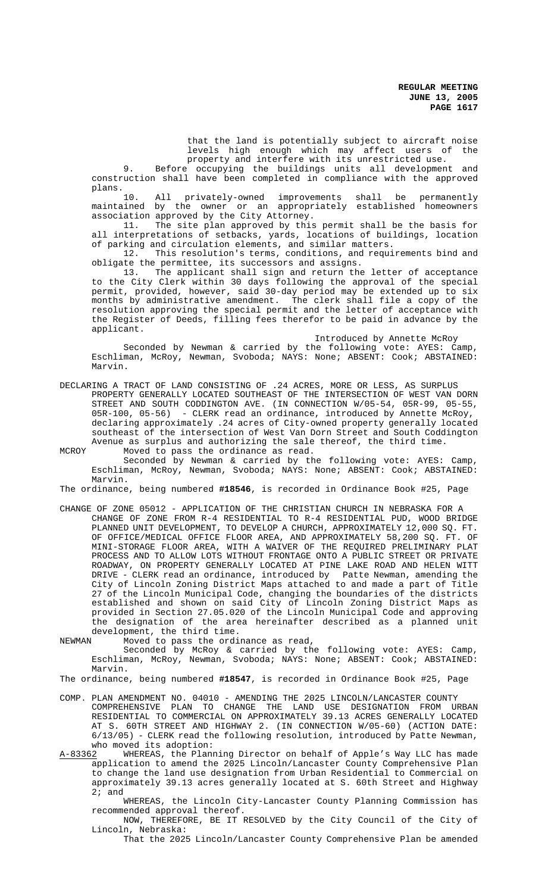that the land is potentially subject to aircraft noise levels high enough which may affect users of the property and interfere with its unrestricted use.

9. Before occupying the buildings units all development and construction shall have been completed in compliance with the approved plans.

10. All privately-owned improvements shall be permanently maintained by the owner or an appropriately established homeowners association approved by the City Attorney.

11. The site plan approved by this permit shall be the basis for all interpretations of setbacks, yards, locations of buildings, location of parking and circulation elements, and similar matters.

12. This resolution's terms, conditions, and requirements bind and obligate the permittee, its successors and assigns.

13. The applicant shall sign and return the letter of acceptance to the City Clerk within 30 days following the approval of the special permit, provided, however, said 30-day period may be extended up to six months by administrative amendment. The clerk shall file a copy of the resolution approving the special permit and the letter of acceptance with the Register of Deeds, filling fees therefor to be paid in advance by the applicant.

Introduced by Annette McRoy

Seconded by Newman & carried by the following vote: AYES: Camp, Eschliman, McRoy, Newman, Svoboda; NAYS: None; ABSENT: Cook; ABSTAINED: Marvin.

DECLARING A TRACT OF LAND CONSISTING OF .24 ACRES, MORE OR LESS, AS SURPLUS PROPERTY GENERALLY LOCATED SOUTHEAST OF THE INTERSECTION OF WEST VAN DORN STREET AND SOUTH CODDINGTON AVE. (IN CONNECTION W/05-54, 05R-99, 05-55, 05R-100, 05-56) - CLERK read an ordinance, introduced by Annette McRoy, declaring approximately .24 acres of City-owned property generally located southeast of the intersection of West Van Dorn Street and South Coddington Avenue as surplus and authorizing the sale thereof, the third time.

MCROY Moved to pass the ordinance as read.

Seconded by Newman & carried by the following vote: AYES: Camp, Eschliman, McRoy, Newman, Svoboda; NAYS: None; ABSENT: Cook; ABSTAINED: Marvin.

The ordinance, being numbered **#18546**, is recorded in Ordinance Book #25, Page

CHANGE OF ZONE 05012 - APPLICATION OF THE CHRISTIAN CHURCH IN NEBRASKA FOR A CHANGE OF ZONE FROM R-4 RESIDENTIAL TO R-4 RESIDENTIAL PUD, WOOD BRIDGE PLANNED UNIT DEVELOPMENT, TO DEVELOP A CHURCH, APPROXIMATELY 12,000 SQ. FT. OF OFFICE/MEDICAL OFFICE FLOOR AREA, AND APPROXIMATELY 58,200 SQ. FT. OF MINI-STORAGE FLOOR AREA, WITH A WAIVER OF THE REQUIRED PRELIMINARY PLAT PROCESS AND TO ALLOW LOTS WITHOUT FRONTAGE ONTO A PUBLIC STREET OR PRIVATE ROADWAY, ON PROPERTY GENERALLY LOCATED AT PINE LAKE ROAD AND HELEN WITT DRIVE - CLERK read an ordinance, introduced by Patte Newman, amending the City of Lincoln Zoning District Maps attached to and made a part of Title 27 of the Lincoln Municipal Code, changing the boundaries of the districts established and shown on said City of Lincoln Zoning District Maps as provided in Section 27.05.020 of the Lincoln Municipal Code and approving the designation of the area hereinafter described as a planned unit development, the third time.

NEWMAN Moved to pass the ordinance as read,

Seconded by McRoy & carried by the following vote: AYES: Camp, Eschliman, McRoy, Newman, Svoboda; NAYS: None; ABSENT: Cook; ABSTAINED: Marvin.

The ordinance, being numbered **#18547**, is recorded in Ordinance Book #25, Page

COMP. PLAN AMENDMENT NO. 04010 - AMENDING THE 2025 LINCOLN/LANCASTER COUNTY COMPREHENSIVE PLAN TO CHANGE THE LAND USE DESIGNATION FROM URBAN RESIDENTIAL TO COMMERCIAL ON APPROXIMATELY 39.13 ACRES GENERALLY LOCATED AT S. 60TH STREET AND HIGHWAY 2. (IN CONNECTION W/05-60) (ACTION DATE: 6/13/05) - CLERK read the following resolution, introduced by Patte Newman, who moved its adoption:

A-83362 WHEREAS, the Planning Director on behalf of Apple's Way LLC has made application to amend the 2025 Lincoln/Lancaster County Comprehensive Plan to change the land use designation from Urban Residential to Commercial on approximately 39.13 acres generally located at S. 60th Street and Highway 2; and

WHEREAS, the Lincoln City-Lancaster County Planning Commission has recommended approval thereof.

NOW, THEREFORE, BE IT RESOLVED by the City Council of the City of Lincoln, Nebraska:

That the 2025 Lincoln/Lancaster County Comprehensive Plan be amended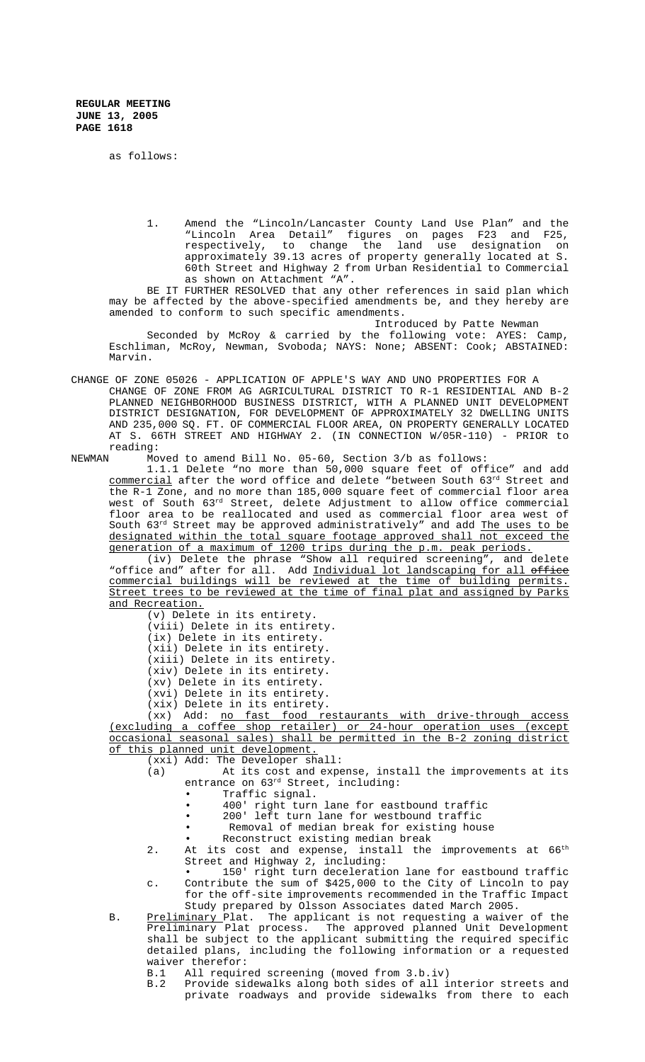as follows:

1. Amend the "Lincoln/Lancaster County Land Use Plan" and the "Lincoln Area Detail" figures on pages F23 and F25, respectively, to change the land use designation on approximately 39.13 acres of property generally located at S. 60th Street and Highway 2 from Urban Residential to Commercial as shown on Attachment "A".

BE IT FURTHER RESOLVED that any other references in said plan which may be affected by the above-specified amendments be, and they hereby are amended to conform to such specific amendments.

Introduced by Patte Newman

Seconded by McRoy & carried by the following vote: AYES: Camp, Eschliman, McRoy, Newman, Svoboda; NAYS: None; ABSENT: Cook; ABSTAINED: Marvin.

CHANGE OF ZONE 05026 - APPLICATION OF APPLE'S WAY AND UNO PROPERTIES FOR A CHANGE OF ZONE FROM AG AGRICULTURAL DISTRICT TO R-1 RESIDENTIAL AND B-2 PLANNED NEIGHBORHOOD BUSINESS DISTRICT, WITH A PLANNED UNIT DEVELOPMENT DISTRICT DESIGNATION, FOR DEVELOPMENT OF APPROXIMATELY 32 DWELLING UNITS AND 235,000 SQ. FT. OF COMMERCIAL FLOOR AREA, ON PROPERTY GENERALLY LOCATED AT S. 66TH STREET AND HIGHWAY 2. (IN CONNECTION W/05R-110) - PRIOR to reading:

NEWMAN Moved to amend Bill No. 05-60, Section 3/b as follows:

1.1.1 Delete "no more than 50,000 square feet of office" and add commercial after the word office and delete "between South 63rd Street and the R-1 Zone, and no more than 185,000 square feet of commercial floor area west of South 63rd Street, delete Adjustment to allow office commercial floor area to be reallocated and used as commercial floor area west of South 63rd Street may be approved administratively" and add The uses to be designated within the total square footage approved shall not exceed the generation of a maximum of 1200 trips during the p.m. peak periods.

(iv) Delete the phrase "Show all required screening", and delete "office and" after for all. Add Individual lot landscaping for all ~~office~~ commercial buildings will be reviewed at the time of building permits. Street trees to be reviewed at the time of final plat and assigned by Parks and Recreation.

(v) Delete in its entirety.

(viii) Delete in its entirety.

(ix) Delete in its entirety.

(xii) Delete in its entirety.

(xiii) Delete in its entirety.

(xiv) Delete in its entirety.

(xv) Delete in its entirety.

(xvi) Delete in its entirety.

(xix) Delete in its entirety.

(xx) Add: no fast food restaurants with drive-through access (excluding a coffee shop retailer) or 24-hour operation uses (except occasional seasonal sales) shall be permitted in the B-2 zoning district of this planned unit development.

(xxi) Add: The Developer shall:

(a) At its cost and expense, install the improvements at its entrance on 63rd Street, including:
- Traffic signal.
- 400' right turn lane for eastbound traffic
- 200' left turn lane for westbound traffic
- Removal of median break for existing house
- Reconstruct existing median break

2. At its cost and expense, install the improvements at 66th Street and Highway 2, including:
- 150' right turn deceleration lane for eastbound traffic

c. Contribute the sum of $425,000 to the City of Lincoln to pay for the off-site improvements recommended in the Traffic Impact Study prepared by Olsson Associates dated March 2005.

B. Preliminary Plat. The applicant is not requesting a waiver of the Preliminary Plat process. The approved planned Unit Development shall be subject to the applicant submitting the required specific detailed plans, including the following information or a requested waiver therefor:

B.1 All required screening (moved from 3.b.iv)

B.2 Provide sidewalks along both sides of all interior streets and private roadways and provide sidewalks from there to each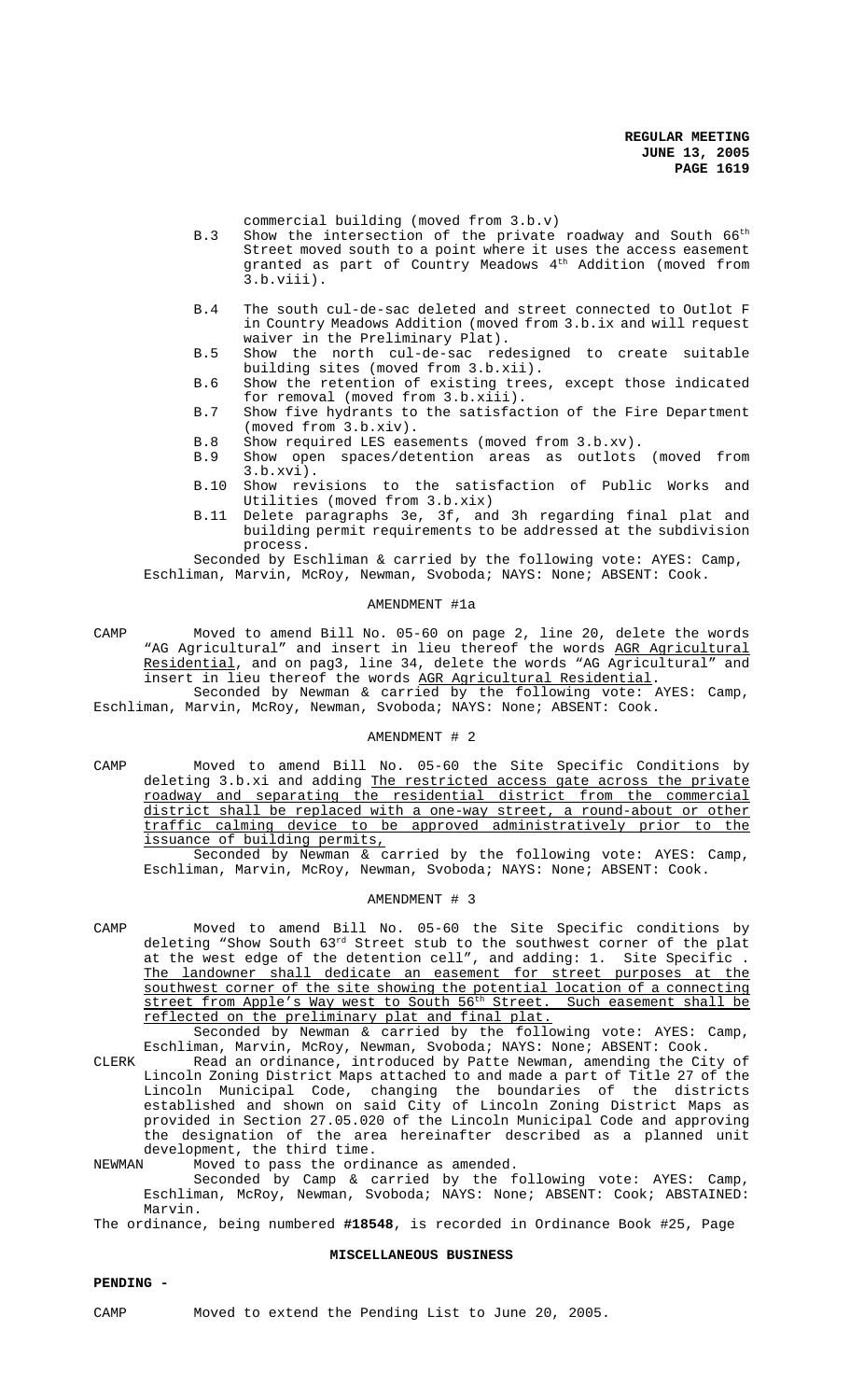commercial building (moved from 3.b.v)

B.3 Show the intersection of the private roadway and South 66th Street moved south to a point where it uses the access easement granted as part of Country Meadows 4th Addition (moved from 3.b.viii).

B.4 The south cul-de-sac deleted and street connected to Outlot F in Country Meadows Addition (moved from 3.b.ix and will request waiver in the Preliminary Plat).

B.5 Show the north cul-de-sac redesigned to create suitable building sites (moved from 3.b.xii).

B.6 Show the retention of existing trees, except those indicated for removal (moved from 3.b.xiii).

B.7 Show five hydrants to the satisfaction of the Fire Department (moved from 3.b.xiv).

B.8 Show required LES easements (moved from 3.b.xv).

B.9 Show open spaces/detention areas as outlots (moved from 3.b.xvi).

B.10 Show revisions to the satisfaction of Public Works and Utilities (moved from 3.b.xix)

B.11 Delete paragraphs 3e, 3f, and 3h regarding final plat and building permit requirements to be addressed at the subdivision process.

Seconded by Eschliman & carried by the following vote: AYES: Camp, Eschliman, Marvin, McRoy, Newman, Svoboda; NAYS: None; ABSENT: Cook.

AMENDMENT #1a

CAMP Moved to amend Bill No. 05-60 on page 2, line 20, delete the words "AG Agricultural" and insert in lieu thereof the words AGR Agricultural Residential, and on pag3, line 34, delete the words "AG Agricultural" and insert in lieu thereof the words AGR Agricultural Residential.

Seconded by Newman & carried by the following vote: AYES: Camp, Eschliman, Marvin, McRoy, Newman, Svoboda; NAYS: None; ABSENT: Cook.

AMENDMENT # 2

CAMP Moved to amend Bill No. 05-60 the Site Specific Conditions by deleting 3.b.xi and adding The restricted access gate across the private roadway and separating the residential district from the commercial district shall be replaced with a one-way street, a round-about or other traffic calming device to be approved administratively prior to the issuance of building permits,

Seconded by Newman & carried by the following vote: AYES: Camp, Eschliman, Marvin, McRoy, Newman, Svoboda; NAYS: None; ABSENT: Cook.

AMENDMENT # 3

CAMP Moved to amend Bill No. 05-60 the Site Specific conditions by deleting "Show South 63rd Street stub to the southwest corner of the plat at the west edge of the detention cell", and adding: 1. Site Specific . The landowner shall dedicate an easement for street purposes at the southwest corner of the site showing the potential location of a connecting street from Apple's Way west to South 56th Street. Such easement shall be reflected on the preliminary plat and final plat.

Seconded by Newman & carried by the following vote: AYES: Camp, Eschliman, Marvin, McRoy, Newman, Svoboda; NAYS: None; ABSENT: Cook.

CLERK Read an ordinance, introduced by Patte Newman, amending the City of Lincoln Zoning District Maps attached to and made a part of Title 27 of the Lincoln Municipal Code, changing the boundaries of the districts established and shown on said City of Lincoln Zoning District Maps as provided in Section 27.05.020 of the Lincoln Municipal Code and approving the designation of the area hereinafter described as a planned unit development, the third time.

NEWMAN Moved to pass the ordinance as amended.

Seconded by Camp & carried by the following vote: AYES: Camp, Eschliman, McRoy, Newman, Svoboda; NAYS: None; ABSENT: Cook; ABSTAINED: Marvin.

The ordinance, being numbered **#18548**, is recorded in Ordinance Book #25, Page

## MISCELLANEOUS BUSINESS

**PENDING -**

CAMP Moved to extend the Pending List to June 20, 2005.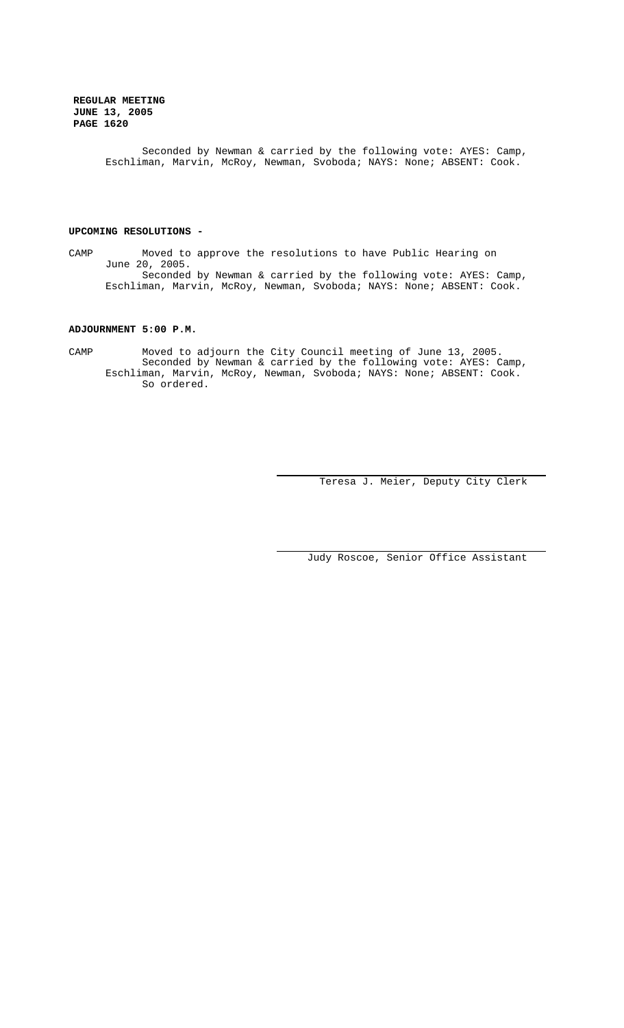Seconded by Newman & carried by the following vote: AYES: Camp, Eschliman, Marvin, McRoy, Newman, Svoboda; NAYS: None; ABSENT: Cook.

**UPCOMING RESOLUTIONS -**

CAMP Moved to approve the resolutions to have Public Hearing on June 20, 2005.
Seconded by Newman & carried by the following vote: AYES: Camp, Eschliman, Marvin, McRoy, Newman, Svoboda; NAYS: None; ABSENT: Cook.

**ADJOURNMENT 5:00 P.M.**

CAMP Moved to adjourn the City Council meeting of June 13, 2005.
Seconded by Newman & carried by the following vote: AYES: Camp, Eschliman, Marvin, McRoy, Newman, Svoboda; NAYS: None; ABSENT: Cook.
So ordered.

Teresa J. Meier, Deputy City Clerk

Judy Roscoe, Senior Office Assistant